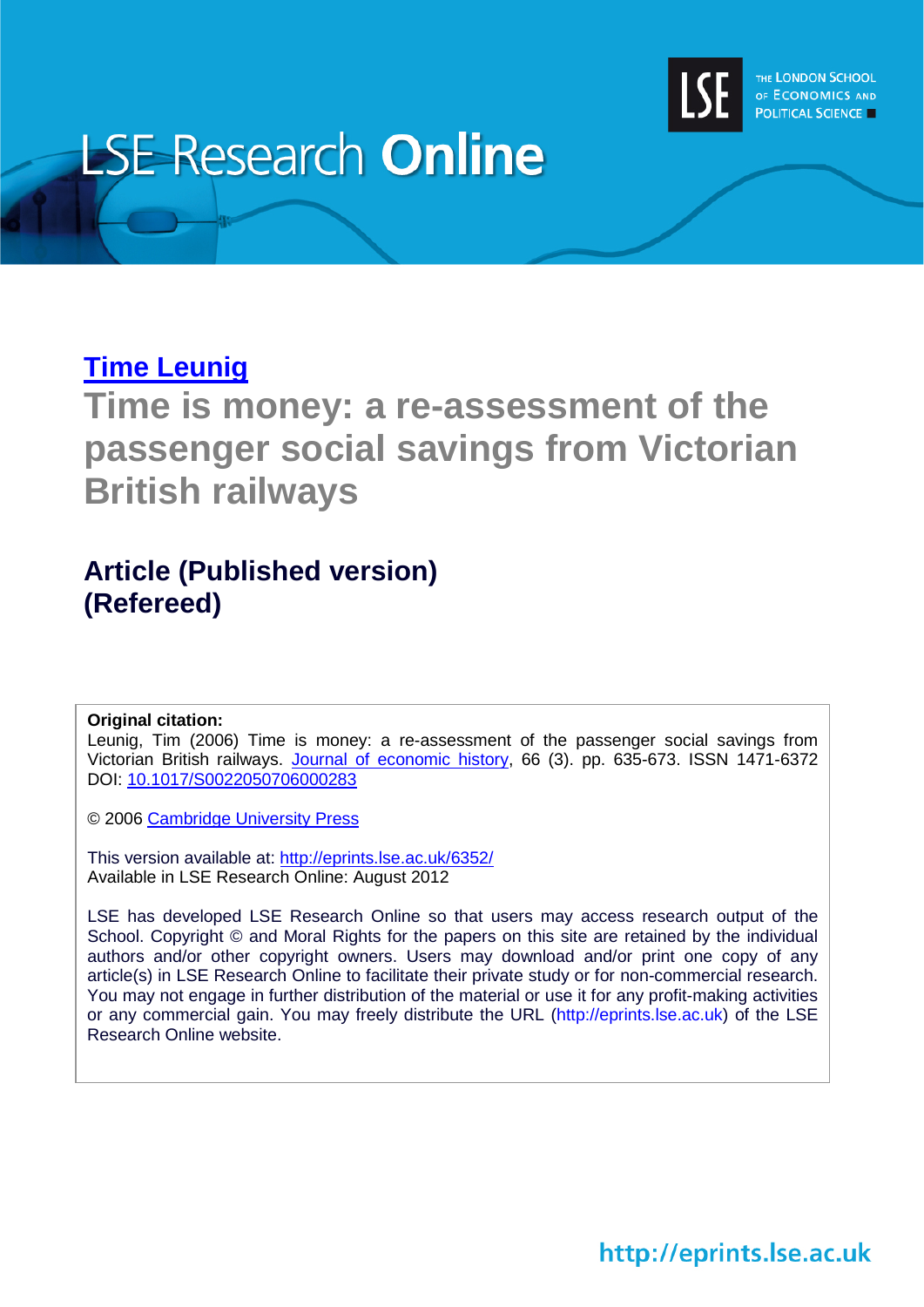# LSE Research Online

THE LONDON SCHOOL OF ECONOMICS AND POLITICAL SCIENCE

## Time Leunig

# Time is money: a re-assessment of the passenger social savings from Victorian British railways

## Article (Published version) (Refereed)

**Original citation:**
Leunig, Tim (2006) Time is money: a re-assessment of the passenger social savings from Victorian British railways. Journal of economic history, 66 (3). pp. 635-673. ISSN 1471-6372
DOI: 10.1017/S0022050706000283

© 2006 Cambridge University Press

This version available at: http://eprints.lse.ac.uk/6352/
Available in LSE Research Online: August 2012

LSE has developed LSE Research Online so that users may access research output of the School. Copyright © and Moral Rights for the papers on this site are retained by the individual authors and/or other copyright owners. Users may download and/or print one copy of any article(s) in LSE Research Online to facilitate their private study or for non-commercial research. You may not engage in further distribution of the material or use it for any profit-making activities or any commercial gain. You may freely distribute the URL (http://eprints.lse.ac.uk) of the LSE Research Online website.

http://eprints.lse.ac.uk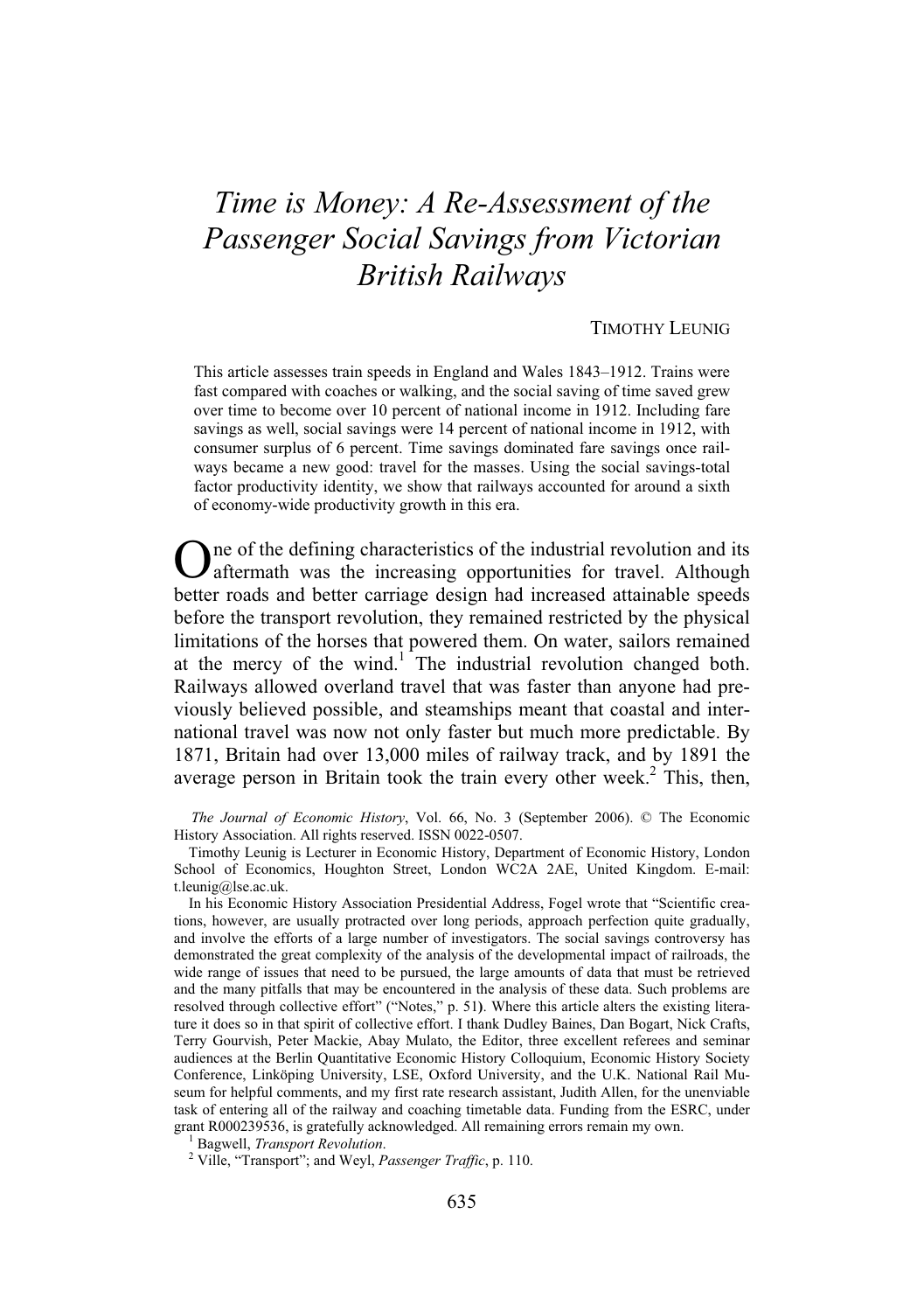# *Time is Money: A Re-Assessment of the Passenger Social Savings from Victorian British Railways*

TIMOTHY LEUNIG

This article assesses train speeds in England and Wales 1843–1912. Trains were fast compared with coaches or walking, and the social saving of time saved grew over time to become over 10 percent of national income in 1912. Including fare savings as well, social savings were 14 percent of national income in 1912, with consumer surplus of 6 percent. Time savings dominated fare savings once railways became a new good: travel for the masses. Using the social savings-total factor productivity identity, we show that railways accounted for around a sixth of economy-wide productivity growth in this era.

One of the defining characteristics of the industrial revolution and its aftermath was the increasing opportunities for travel. Although better roads and better carriage design had increased attainable speeds before the transport revolution, they remained restricted by the physical limitations of the horses that powered them. On water, sailors remained at the mercy of the wind.[1] The industrial revolution changed both. Railways allowed overland travel that was faster than anyone had previously believed possible, and steamships meant that coastal and international travel was now not only faster but much more predictable. By 1871, Britain had over 13,000 miles of railway track, and by 1891 the average person in Britain took the train every other week.[2] This, then,

*The Journal of Economic History*, Vol. 66, No. 3 (September 2006). © The Economic History Association. All rights reserved. ISSN 0022-0507.

Timothy Leunig is Lecturer in Economic History, Department of Economic History, London School of Economics, Houghton Street, London WC2A 2AE, United Kingdom. E-mail: t.leunig@lse.ac.uk.

In his Economic History Association Presidential Address, Fogel wrote that "Scientific creations, however, are usually protracted over long periods, approach perfection quite gradually, and involve the efforts of a large number of investigators. The social savings controversy has demonstrated the great complexity of the analysis of the developmental impact of railroads, the wide range of issues that need to be pursued, the large amounts of data that must be retrieved and the many pitfalls that may be encountered in the analysis of these data. Such problems are resolved through collective effort" ("Notes," p. 51). Where this article alters the existing literature it does so in that spirit of collective effort. I thank Dudley Baines, Dan Bogart, Nick Crafts, Terry Gourvish, Peter Mackie, Abay Mulato, the Editor, three excellent referees and seminar audiences at the Berlin Quantitative Economic History Colloquium, Economic History Society Conference, Linköping University, LSE, Oxford University, and the U.K. National Rail Museum for helpful comments, and my first rate research assistant, Judith Allen, for the unenviable task of entering all of the railway and coaching timetable data. Funding from the ESRC, under grant R000239536, is gratefully acknowledged. All remaining errors remain my own.

[1] Bagwell, *Transport Revolution*.

[2] Ville, "Transport"; and Weyl, *Passenger Traffic*, p. 110.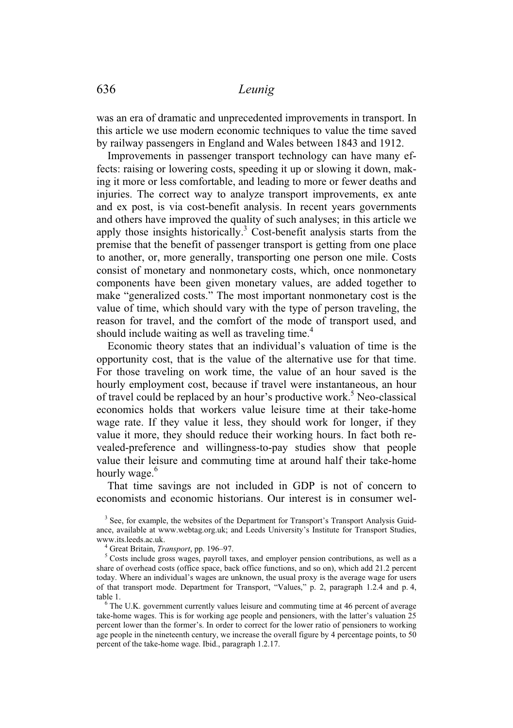was an era of dramatic and unprecedented improvements in transport. In this article we use modern economic techniques to value the time saved by railway passengers in England and Wales between 1843 and 1912.

Improvements in passenger transport technology can have many effects: raising or lowering costs, speeding it up or slowing it down, making it more or less comfortable, and leading to more or fewer deaths and injuries. The correct way to analyze transport improvements, ex ante and ex post, is via cost-benefit analysis. In recent years governments and others have improved the quality of such analyses; in this article we apply those insights historically.[3] Cost-benefit analysis starts from the premise that the benefit of passenger transport is getting from one place to another, or, more generally, transporting one person one mile. Costs consist of monetary and nonmonetary costs, which, once nonmonetary components have been given monetary values, are added together to make "generalized costs." The most important nonmonetary cost is the value of time, which should vary with the type of person traveling, the reason for travel, and the comfort of the mode of transport used, and should include waiting as well as traveling time.[4]

Economic theory states that an individual's valuation of time is the opportunity cost, that is the value of the alternative use for that time. For those traveling on work time, the value of an hour saved is the hourly employment cost, because if travel were instantaneous, an hour of travel could be replaced by an hour's productive work.[5] Neo-classical economics holds that workers value leisure time at their take-home wage rate. If they value it less, they should work for longer, if they value it more, they should reduce their working hours. In fact both revealed-preference and willingness-to-pay studies show that people value their leisure and commuting time at around half their take-home hourly wage.[6]

That time savings are not included in GDP is not of concern to economists and economic historians. Our interest is in consumer wel-

[3] See, for example, the websites of the Department for Transport's Transport Analysis Guidance, available at www.webtag.org.uk; and Leeds University's Institute for Transport Studies, www.its.leeds.ac.uk.

[4] Great Britain, *Transport*, pp. 196–97.

[5] Costs include gross wages, payroll taxes, and employer pension contributions, as well as a share of overhead costs (office space, back office functions, and so on), which add 21.2 percent today. Where an individual's wages are unknown, the usual proxy is the average wage for users of that transport mode. Department for Transport, "Values," p. 2, paragraph 1.2.4 and p. 4, table 1.

[6] The U.K. government currently values leisure and commuting time at 46 percent of average take-home wages. This is for working age people and pensioners, with the latter's valuation 25 percent lower than the former's. In order to correct for the lower ratio of pensioners to working age people in the nineteenth century, we increase the overall figure by 4 percentage points, to 50 percent of the take-home wage. Ibid., paragraph 1.2.17.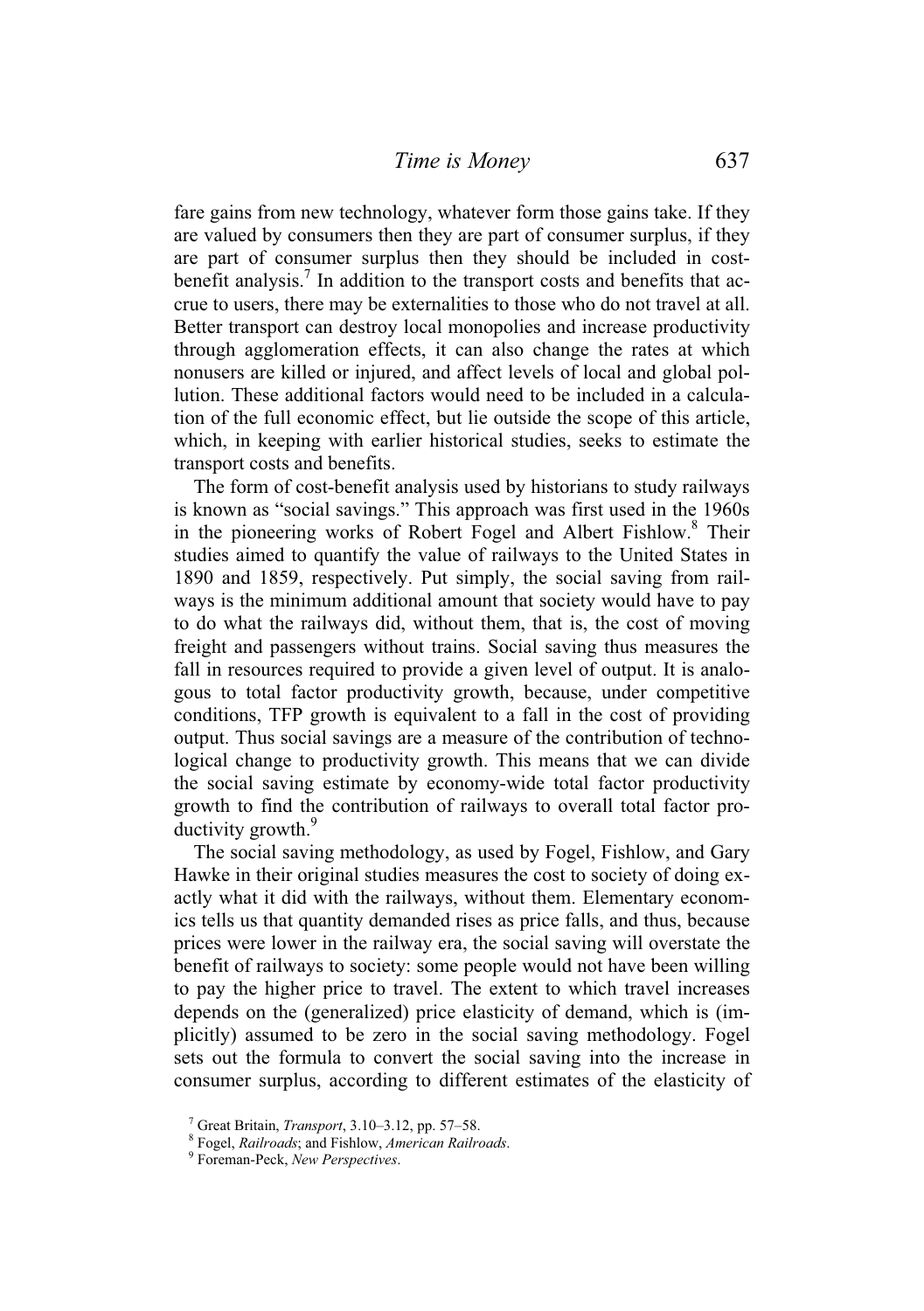fare gains from new technology, whatever form those gains take. If they are valued by consumers then they are part of consumer surplus, if they are part of consumer surplus then they should be included in cost-benefit analysis.[7] In addition to the transport costs and benefits that accrue to users, there may be externalities to those who do not travel at all. Better transport can destroy local monopolies and increase productivity through agglomeration effects, it can also change the rates at which nonusers are killed or injured, and affect levels of local and global pollution. These additional factors would need to be included in a calculation of the full economic effect, but lie outside the scope of this article, which, in keeping with earlier historical studies, seeks to estimate the transport costs and benefits.

The form of cost-benefit analysis used by historians to study railways is known as "social savings." This approach was first used in the 1960s in the pioneering works of Robert Fogel and Albert Fishlow.[8] Their studies aimed to quantify the value of railways to the United States in 1890 and 1859, respectively. Put simply, the social saving from railways is the minimum additional amount that society would have to pay to do what the railways did, without them, that is, the cost of moving freight and passengers without trains. Social saving thus measures the fall in resources required to provide a given level of output. It is analogous to total factor productivity growth, because, under competitive conditions, TFP growth is equivalent to a fall in the cost of providing output. Thus social savings are a measure of the contribution of technological change to productivity growth. This means that we can divide the social saving estimate by economy-wide total factor productivity growth to find the contribution of railways to overall total factor productivity growth.[9]

The social saving methodology, as used by Fogel, Fishlow, and Gary Hawke in their original studies measures the cost to society of doing exactly what it did with the railways, without them. Elementary economics tells us that quantity demanded rises as price falls, and thus, because prices were lower in the railway era, the social saving will overstate the benefit of railways to society: some people would not have been willing to pay the higher price to travel. The extent to which travel increases depends on the (generalized) price elasticity of demand, which is (implicitly) assumed to be zero in the social saving methodology. Fogel sets out the formula to convert the social saving into the increase in consumer surplus, according to different estimates of the elasticity of

[7] Great Britain, *Transport*, 3.10–3.12, pp. 57–58.

[8] Fogel, *Railroads*; and Fishlow, *American Railroads*.

[9] Foreman-Peck, *New Perspectives*.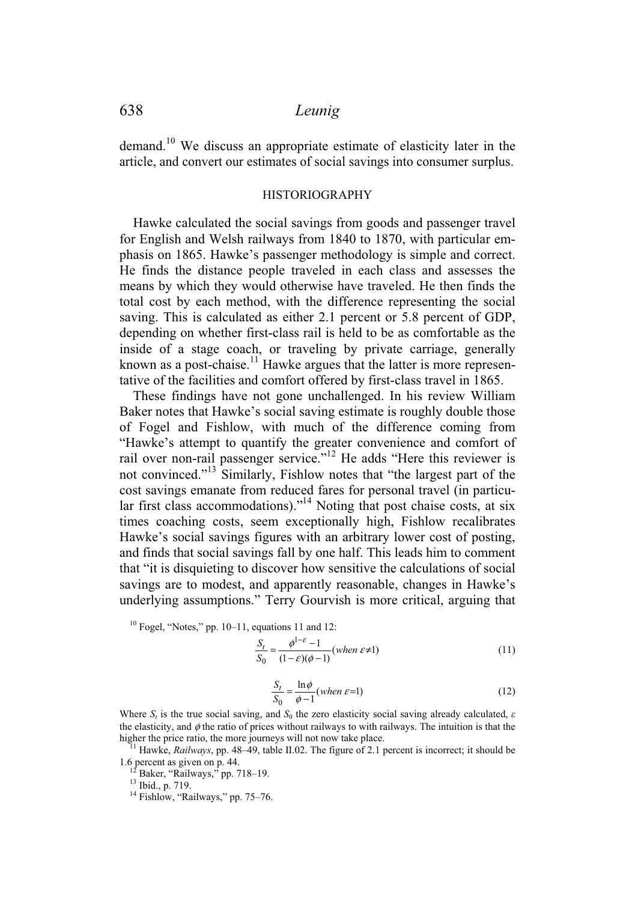demand.[10] We discuss an appropriate estimate of elasticity later in the article, and convert our estimates of social savings into consumer surplus.

## HISTORIOGRAPHY

Hawke calculated the social savings from goods and passenger travel for English and Welsh railways from 1840 to 1870, with particular emphasis on 1865. Hawke's passenger methodology is simple and correct. He finds the distance people traveled in each class and assesses the means by which they would otherwise have traveled. He then finds the total cost by each method, with the difference representing the social saving. This is calculated as either 2.1 percent or 5.8 percent of GDP, depending on whether first-class rail is held to be as comfortable as the inside of a stage coach, or traveling by private carriage, generally known as a post-chaise.[11] Hawke argues that the latter is more representative of the facilities and comfort offered by first-class travel in 1865.

These findings have not gone unchallenged. In his review William Baker notes that Hawke's social saving estimate is roughly double those of Fogel and Fishlow, with much of the difference coming from "Hawke's attempt to quantify the greater convenience and comfort of rail over non-rail passenger service."[12] He adds "Here this reviewer is not convinced."[13] Similarly, Fishlow notes that "the largest part of the cost savings emanate from reduced fares for personal travel (in particular first class accommodations)."[14] Noting that post chaise costs, at six times coaching costs, seem exceptionally high, Fishlow recalibrates Hawke's social savings figures with an arbitrary lower cost of posting, and finds that social savings fall by one half. This leads him to comment that "it is disquieting to discover how sensitive the calculations of social savings are to modest, and apparently reasonable, changes in Hawke's underlying assumptions." Terry Gourvish is more critical, arguing that

[10] Fogel, "Notes," pp. 10–11, equations 11 and 12:

$$\frac{S_t}{S_0} = \frac{\phi^{1-\varepsilon} - 1}{(1-\varepsilon)(\phi - 1)} (when\ \varepsilon \neq 1) \tag{11}$$

$$\frac{S_t}{S_0} = \frac{\ln \phi}{\phi - 1} (when\ \varepsilon = 1) \tag{12}$$

Where $S_t$ is the true social saving, and $S_0$ the zero elasticity social saving already calculated, $\varepsilon$ the elasticity, and $\phi$ the ratio of prices without railways to with railways. The intuition is that the higher the price ratio, the more journeys will not now take place.

[11] Hawke, *Railways*, pp. 48–49, table II.02. The figure of 2.1 percent is incorrect; it should be 1.6 percent as given on p. 44.

[12] Baker, "Railways," pp. 718–19.

[13] Ibid., p. 719.

[14] Fishlow, "Railways," pp. 75–76.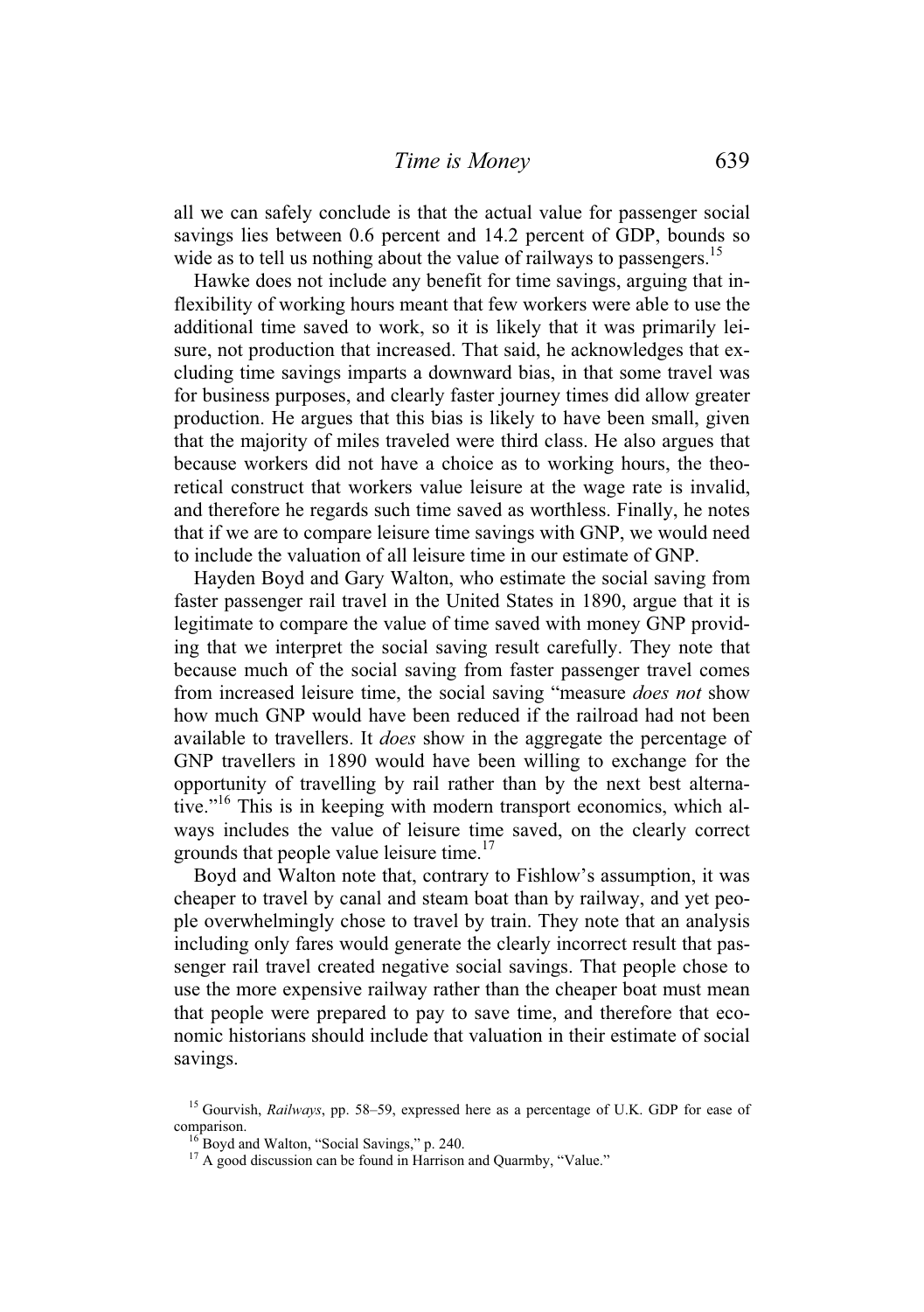all we can safely conclude is that the actual value for passenger social savings lies between 0.6 percent and 14.2 percent of GDP, bounds so wide as to tell us nothing about the value of railways to passengers.[15]

Hawke does not include any benefit for time savings, arguing that inflexibility of working hours meant that few workers were able to use the additional time saved to work, so it is likely that it was primarily leisure, not production that increased. That said, he acknowledges that excluding time savings imparts a downward bias, in that some travel was for business purposes, and clearly faster journey times did allow greater production. He argues that this bias is likely to have been small, given that the majority of miles traveled were third class. He also argues that because workers did not have a choice as to working hours, the theoretical construct that workers value leisure at the wage rate is invalid, and therefore he regards such time saved as worthless. Finally, he notes that if we are to compare leisure time savings with GNP, we would need to include the valuation of all leisure time in our estimate of GNP.

Hayden Boyd and Gary Walton, who estimate the social saving from faster passenger rail travel in the United States in 1890, argue that it is legitimate to compare the value of time saved with money GNP providing that we interpret the social saving result carefully. They note that because much of the social saving from faster passenger travel comes from increased leisure time, the social saving "measure *does not* show how much GNP would have been reduced if the railroad had not been available to travellers. It *does* show in the aggregate the percentage of GNP travellers in 1890 would have been willing to exchange for the opportunity of travelling by rail rather than by the next best alternative."[16] This is in keeping with modern transport economics, which always includes the value of leisure time saved, on the clearly correct grounds that people value leisure time.[17]

Boyd and Walton note that, contrary to Fishlow's assumption, it was cheaper to travel by canal and steam boat than by railway, and yet people overwhelmingly chose to travel by train. They note that an analysis including only fares would generate the clearly incorrect result that passenger rail travel created negative social savings. That people chose to use the more expensive railway rather than the cheaper boat must mean that people were prepared to pay to save time, and therefore that economic historians should include that valuation in their estimate of social savings.

[15] Gourvish, *Railways*, pp. 58–59, expressed here as a percentage of U.K. GDP for ease of comparison.

[16] Boyd and Walton, "Social Savings," p. 240.

[17] A good discussion can be found in Harrison and Quarmby, "Value."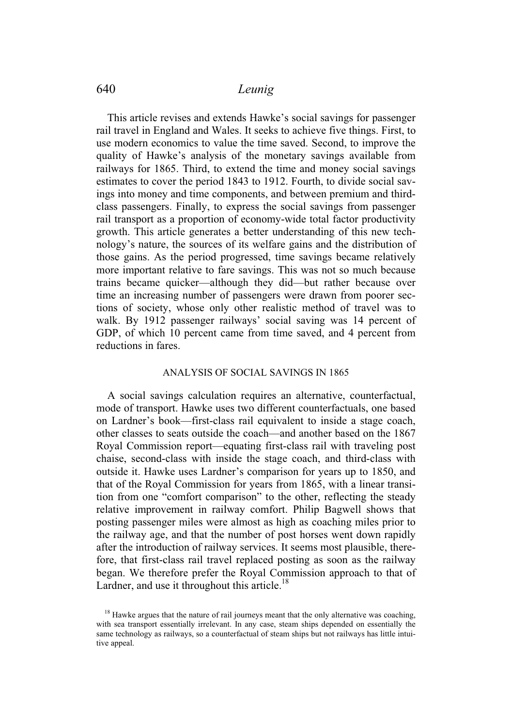This article revises and extends Hawke's social savings for passenger rail travel in England and Wales. It seeks to achieve five things. First, to use modern economics to value the time saved. Second, to improve the quality of Hawke's analysis of the monetary savings available from railways for 1865. Third, to extend the time and money social savings estimates to cover the period 1843 to 1912. Fourth, to divide social savings into money and time components, and between premium and third-class passengers. Finally, to express the social savings from passenger rail transport as a proportion of economy-wide total factor productivity growth. This article generates a better understanding of this new technology's nature, the sources of its welfare gains and the distribution of those gains. As the period progressed, time savings became relatively more important relative to fare savings. This was not so much because trains became quicker—although they did—but rather because over time an increasing number of passengers were drawn from poorer sections of society, whose only other realistic method of travel was to walk. By 1912 passenger railways' social saving was 14 percent of GDP, of which 10 percent came from time saved, and 4 percent from reductions in fares.

## ANALYSIS OF SOCIAL SAVINGS IN 1865

A social savings calculation requires an alternative, counterfactual, mode of transport. Hawke uses two different counterfactuals, one based on Lardner's book—first-class rail equivalent to inside a stage coach, other classes to seats outside the coach—and another based on the 1867 Royal Commission report—equating first-class rail with traveling post chaise, second-class with inside the stage coach, and third-class with outside it. Hawke uses Lardner's comparison for years up to 1850, and that of the Royal Commission for years from 1865, with a linear transition from one "comfort comparison" to the other, reflecting the steady relative improvement in railway comfort. Philip Bagwell shows that posting passenger miles were almost as high as coaching miles prior to the railway age, and that the number of post horses went down rapidly after the introduction of railway services. It seems most plausible, therefore, that first-class rail travel replaced posting as soon as the railway began. We therefore prefer the Royal Commission approach to that of Lardner, and use it throughout this article.[18]

[18] Hawke argues that the nature of rail journeys meant that the only alternative was coaching, with sea transport essentially irrelevant. In any case, steam ships depended on essentially the same technology as railways, so a counterfactual of steam ships but not railways has little intuitive appeal.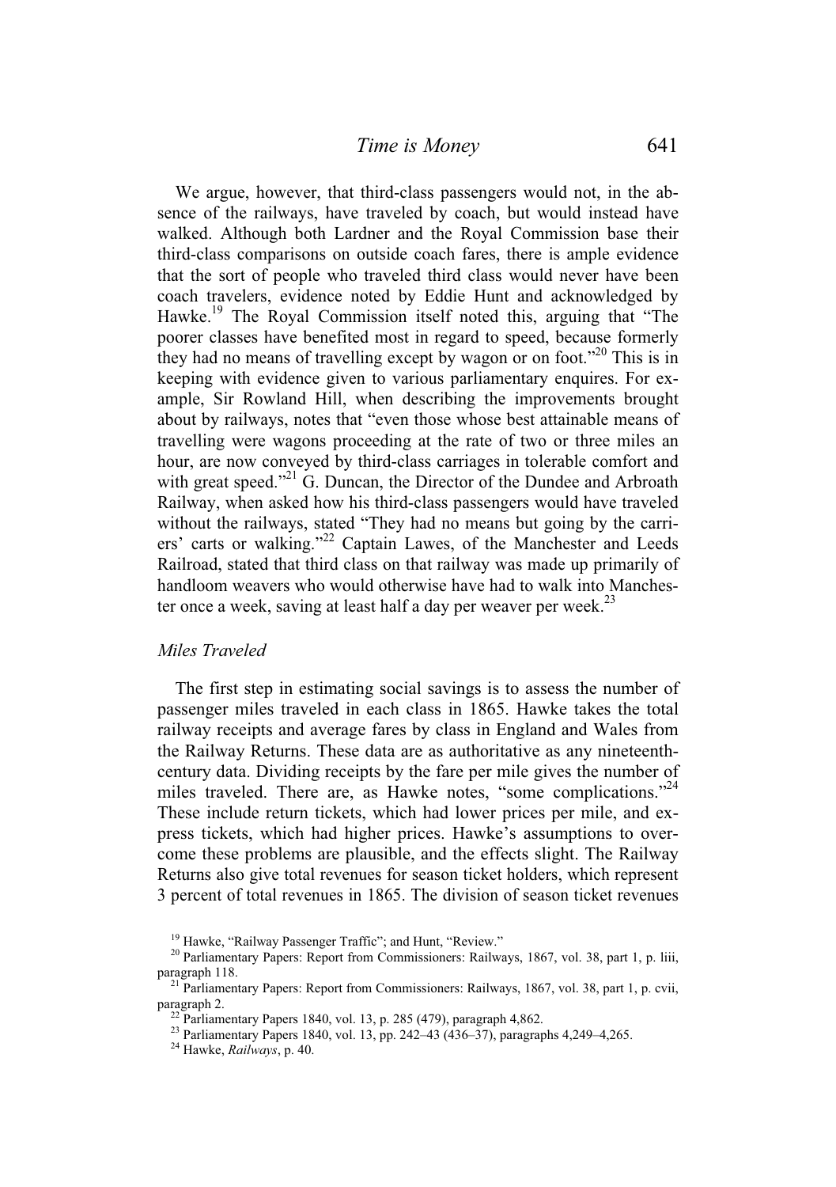We argue, however, that third-class passengers would not, in the absence of the railways, have traveled by coach, but would instead have walked. Although both Lardner and the Royal Commission base their third-class comparisons on outside coach fares, there is ample evidence that the sort of people who traveled third class would never have been coach travelers, evidence noted by Eddie Hunt and acknowledged by Hawke.[19] The Royal Commission itself noted this, arguing that "The poorer classes have benefited most in regard to speed, because formerly they had no means of travelling except by wagon or on foot."[20] This is in keeping with evidence given to various parliamentary enquires. For example, Sir Rowland Hill, when describing the improvements brought about by railways, notes that "even those whose best attainable means of travelling were wagons proceeding at the rate of two or three miles an hour, are now conveyed by third-class carriages in tolerable comfort and with great speed."[21] G. Duncan, the Director of the Dundee and Arbroath Railway, when asked how his third-class passengers would have traveled without the railways, stated "They had no means but going by the carriers' carts or walking."[22] Captain Lawes, of the Manchester and Leeds Railroad, stated that third class on that railway was made up primarily of handloom weavers who would otherwise have had to walk into Manchester once a week, saving at least half a day per weaver per week.[23]

### *Miles Traveled*

The first step in estimating social savings is to assess the number of passenger miles traveled in each class in 1865. Hawke takes the total railway receipts and average fares by class in England and Wales from the Railway Returns. These data are as authoritative as any nineteenth-century data. Dividing receipts by the fare per mile gives the number of miles traveled. There are, as Hawke notes, "some complications."[24] These include return tickets, which had lower prices per mile, and express tickets, which had higher prices. Hawke's assumptions to overcome these problems are plausible, and the effects slight. The Railway Returns also give total revenues for season ticket holders, which represent 3 percent of total revenues in 1865. The division of season ticket revenues

[19] Hawke, "Railway Passenger Traffic"; and Hunt, "Review."

[20] Parliamentary Papers: Report from Commissioners: Railways, 1867, vol. 38, part 1, p. liii, paragraph 118.

[21] Parliamentary Papers: Report from Commissioners: Railways, 1867, vol. 38, part 1, p. cvii, paragraph 2.

[22] Parliamentary Papers 1840, vol. 13, p. 285 (479), paragraph 4,862.

[23] Parliamentary Papers 1840, vol. 13, pp. 242–43 (436–37), paragraphs 4,249–4,265.

[24] Hawke, *Railways*, p. 40.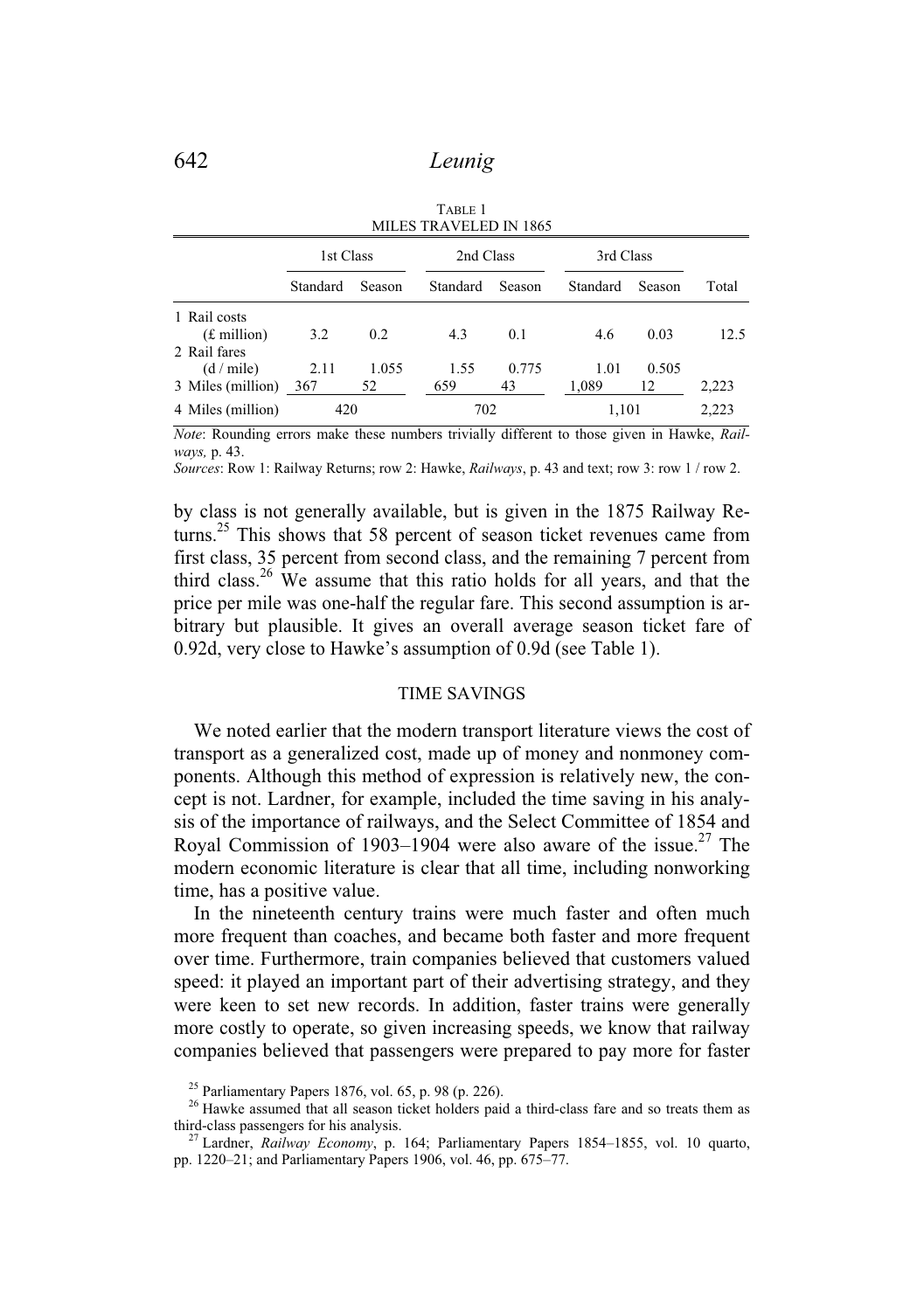TABLE 1
MILES TRAVELED IN 1865

| | 1st Class | | 2nd Class | | 3rd Class | | |
|---|---|---|---|---|---|---|---|
| | Standard | Season | Standard | Season | Standard | Season | Total |
| 1 Rail costs (£ million) | 3.2 | 0.2 | 4.3 | 0.1 | 4.6 | 0.03 | 12.5 |
| 2 Rail fares (d / mile) | 2.11 | 1.055 | 1.55 | 0.775 | 1.01 | 0.505 | |
| 3 Miles (million) | 367 | 52 | 659 | 43 | 1,089 | 12 | 2,223 |
| 4 Miles (million) | 420 | | 702 | | 1,101 | | 2,223 |

*Note*: Rounding errors make these numbers trivially different to those given in Hawke, *Railways,* p. 43.
*Sources*: Row 1: Railway Returns; row 2: Hawke, *Railways*, p. 43 and text; row 3: row 1 / row 2.

by class is not generally available, but is given in the 1875 Railway Returns.[25] This shows that 58 percent of season ticket revenues came from first class, 35 percent from second class, and the remaining 7 percent from third class.[26] We assume that this ratio holds for all years, and that the price per mile was one-half the regular fare. This second assumption is arbitrary but plausible. It gives an overall average season ticket fare of 0.92d, very close to Hawke's assumption of 0.9d (see Table 1).

## TIME SAVINGS

We noted earlier that the modern transport literature views the cost of transport as a generalized cost, made up of money and nonmoney components. Although this method of expression is relatively new, the concept is not. Lardner, for example, included the time saving in his analysis of the importance of railways, and the Select Committee of 1854 and Royal Commission of 1903–1904 were also aware of the issue.[27] The modern economic literature is clear that all time, including nonworking time, has a positive value.

In the nineteenth century trains were much faster and often much more frequent than coaches, and became both faster and more frequent over time. Furthermore, train companies believed that customers valued speed: it played an important part of their advertising strategy, and they were keen to set new records. In addition, faster trains were generally more costly to operate, so given increasing speeds, we know that railway companies believed that passengers were prepared to pay more for faster

[25] Parliamentary Papers 1876, vol. 65, p. 98 (p. 226).

[26] Hawke assumed that all season ticket holders paid a third-class fare and so treats them as third-class passengers for his analysis.

[27] Lardner, *Railway Economy*, p. 164; Parliamentary Papers 1854–1855, vol. 10 quarto, pp. 1220–21; and Parliamentary Papers 1906, vol. 46, pp. 675–77.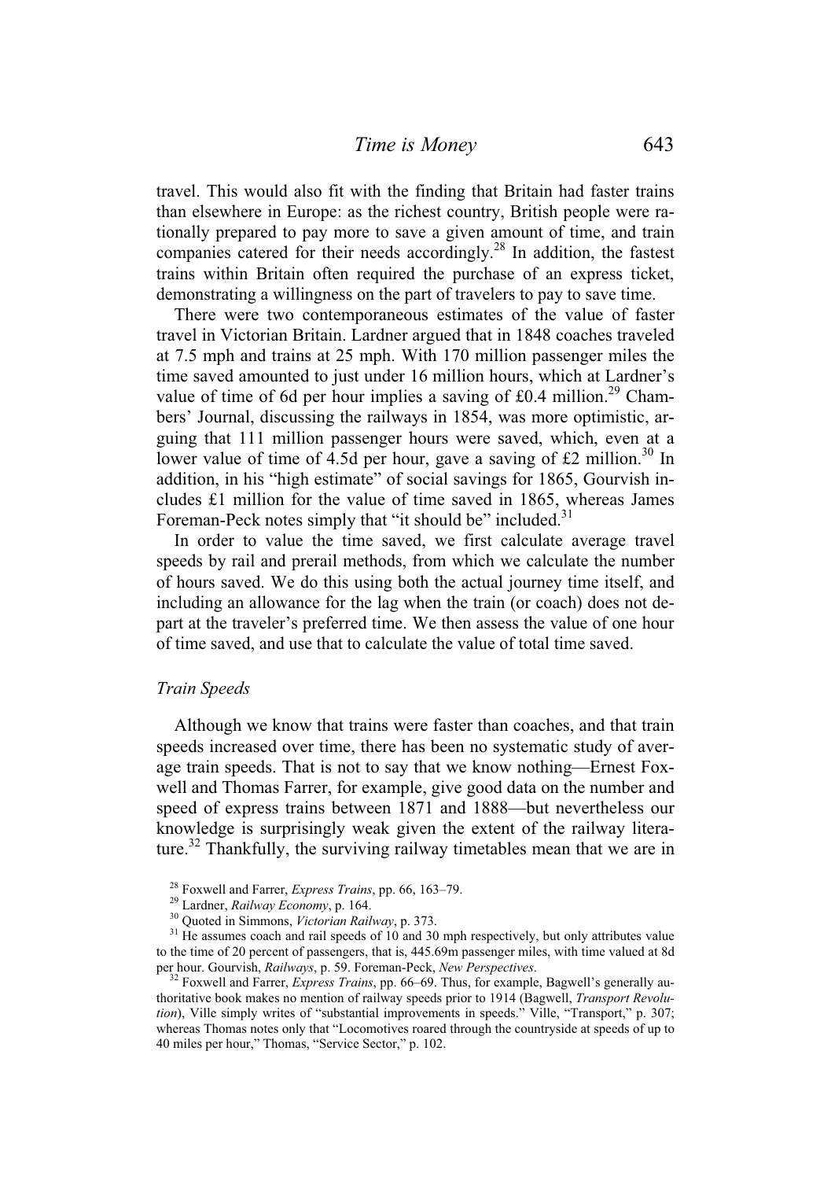travel. This would also fit with the finding that Britain had faster trains than elsewhere in Europe: as the richest country, British people were rationally prepared to pay more to save a given amount of time, and train companies catered for their needs accordingly.[28] In addition, the fastest trains within Britain often required the purchase of an express ticket, demonstrating a willingness on the part of travelers to pay to save time.

There were two contemporaneous estimates of the value of faster travel in Victorian Britain. Lardner argued that in 1848 coaches traveled at 7.5 mph and trains at 25 mph. With 170 million passenger miles the time saved amounted to just under 16 million hours, which at Lardner's value of time of 6d per hour implies a saving of £0.4 million.[29] Chambers' Journal, discussing the railways in 1854, was more optimistic, arguing that 111 million passenger hours were saved, which, even at a lower value of time of 4.5d per hour, gave a saving of £2 million.[30] In addition, in his "high estimate" of social savings for 1865, Gourvish includes £1 million for the value of time saved in 1865, whereas James Foreman-Peck notes simply that "it should be" included.[31]

In order to value the time saved, we first calculate average travel speeds by rail and prerail methods, from which we calculate the number of hours saved. We do this using both the actual journey time itself, and including an allowance for the lag when the train (or coach) does not depart at the traveler's preferred time. We then assess the value of one hour of time saved, and use that to calculate the value of total time saved.

### *Train Speeds*

Although we know that trains were faster than coaches, and that train speeds increased over time, there has been no systematic study of average train speeds. That is not to say that we know nothing—Ernest Foxwell and Thomas Farrer, for example, give good data on the number and speed of express trains between 1871 and 1888—but nevertheless our knowledge is surprisingly weak given the extent of the railway literature.[32] Thankfully, the surviving railway timetables mean that we are in

---

[28] Foxwell and Farrer, *Express Trains*, pp. 66, 163–79.

[29] Lardner, *Railway Economy*, p. 164.

[30] Quoted in Simmons, *Victorian Railway*, p. 373.

[31] He assumes coach and rail speeds of 10 and 30 mph respectively, but only attributes value to the time of 20 percent of passengers, that is, 445.69m passenger miles, with time valued at 8d per hour. Gourvish, *Railways*, p. 59. Foreman-Peck, *New Perspectives*.

[32] Foxwell and Farrer, *Express Trains*, pp. 66–69. Thus, for example, Bagwell's generally authoritative book makes no mention of railway speeds prior to 1914 (Bagwell, *Transport Revolution*), Ville simply writes of "substantial improvements in speeds." Ville, "Transport," p. 307; whereas Thomas notes only that "Locomotives roared through the countryside at speeds of up to 40 miles per hour," Thomas, "Service Sector," p. 102.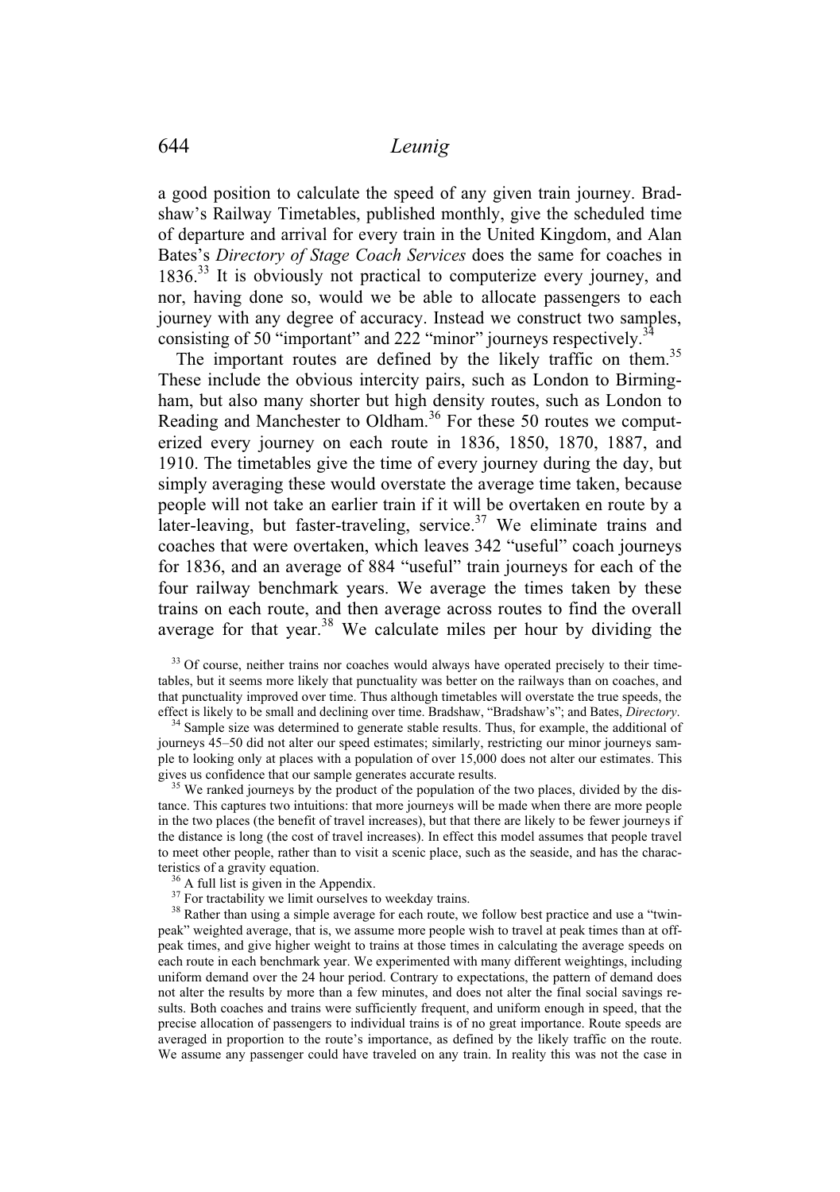a good position to calculate the speed of any given train journey. Bradshaw's Railway Timetables, published monthly, give the scheduled time of departure and arrival for every train in the United Kingdom, and Alan Bates's *Directory of Stage Coach Services* does the same for coaches in 1836.[33] It is obviously not practical to computerize every journey, and nor, having done so, would we be able to allocate passengers to each journey with any degree of accuracy. Instead we construct two samples, consisting of 50 "important" and 222 "minor" journeys respectively.[34]

The important routes are defined by the likely traffic on them.[35] These include the obvious intercity pairs, such as London to Birmingham, but also many shorter but high density routes, such as London to Reading and Manchester to Oldham.[36] For these 50 routes we computerized every journey on each route in 1836, 1850, 1870, 1887, and 1910. The timetables give the time of every journey during the day, but simply averaging these would overstate the average time taken, because people will not take an earlier train if it will be overtaken en route by a later-leaving, but faster-traveling, service.[37] We eliminate trains and coaches that were overtaken, which leaves 342 "useful" coach journeys for 1836, and an average of 884 "useful" train journeys for each of the four railway benchmark years. We average the times taken by these trains on each route, and then average across routes to find the overall average for that year.[38] We calculate miles per hour by dividing the

[33] Of course, neither trains nor coaches would always have operated precisely to their timetables, but it seems more likely that punctuality was better on the railways than on coaches, and that punctuality improved over time. Thus although timetables will overstate the true speeds, the effect is likely to be small and declining over time. Bradshaw, "Bradshaw's"; and Bates, *Directory*.

[34] Sample size was determined to generate stable results. Thus, for example, the additional of journeys 45–50 did not alter our speed estimates; similarly, restricting our minor journeys sample to looking only at places with a population of over 15,000 does not alter our estimates. This gives us confidence that our sample generates accurate results.

[35] We ranked journeys by the product of the population of the two places, divided by the distance. This captures two intuitions: that more journeys will be made when there are more people in the two places (the benefit of travel increases), but that there are likely to be fewer journeys if the distance is long (the cost of travel increases). In effect this model assumes that people travel to meet other people, rather than to visit a scenic place, such as the seaside, and has the characteristics of a gravity equation.

[36] A full list is given in the Appendix.

[37] For tractability we limit ourselves to weekday trains.

[38] Rather than using a simple average for each route, we follow best practice and use a "twin-peak" weighted average, that is, we assume more people wish to travel at peak times than at off-peak times, and give higher weight to trains at those times in calculating the average speeds on each route in each benchmark year. We experimented with many different weightings, including uniform demand over the 24 hour period. Contrary to expectations, the pattern of demand does not alter the results by more than a few minutes, and does not alter the final social savings results. Both coaches and trains were sufficiently frequent, and uniform enough in speed, that the precise allocation of passengers to individual trains is of no great importance. Route speeds are averaged in proportion to the route's importance, as defined by the likely traffic on the route. We assume any passenger could have traveled on any train. In reality this was not the case in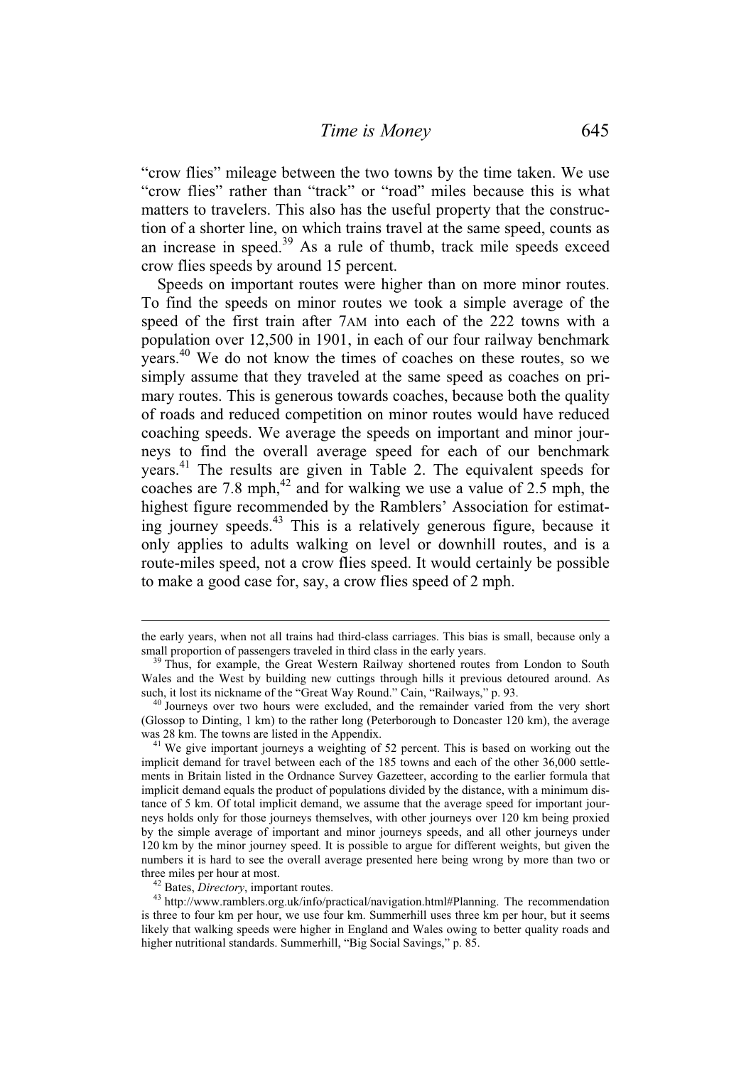"crow flies" mileage between the two towns by the time taken. We use "crow flies" rather than "track" or "road" miles because this is what matters to travelers. This also has the useful property that the construction of a shorter line, on which trains travel at the same speed, counts as an increase in speed.[39] As a rule of thumb, track mile speeds exceed crow flies speeds by around 15 percent.

Speeds on important routes were higher than on more minor routes. To find the speeds on minor routes we took a simple average of the speed of the first train after 7AM into each of the 222 towns with a population over 12,500 in 1901, in each of our four railway benchmark years.[40] We do not know the times of coaches on these routes, so we simply assume that they traveled at the same speed as coaches on primary routes. This is generous towards coaches, because both the quality of roads and reduced competition on minor routes would have reduced coaching speeds. We average the speeds on important and minor journeys to find the overall average speed for each of our benchmark years.[41] The results are given in Table 2. The equivalent speeds for coaches are 7.8 mph,[42] and for walking we use a value of 2.5 mph, the highest figure recommended by the Ramblers' Association for estimating journey speeds.[43] This is a relatively generous figure, because it only applies to adults walking on level or downhill routes, and is a route-miles speed, not a crow flies speed. It would certainly be possible to make a good case for, say, a crow flies speed of 2 mph.

---

the early years, when not all trains had third-class carriages. This bias is small, because only a small proportion of passengers traveled in third class in the early years.

[39] Thus, for example, the Great Western Railway shortened routes from London to South Wales and the West by building new cuttings through hills it previous detoured around. As such, it lost its nickname of the "Great Way Round." Cain, "Railways," p. 93.

[40] Journeys over two hours were excluded, and the remainder varied from the very short (Glossop to Dinting, 1 km) to the rather long (Peterborough to Doncaster 120 km), the average was 28 km. The towns are listed in the Appendix.

[41] We give important journeys a weighting of 52 percent. This is based on working out the implicit demand for travel between each of the 185 towns and each of the other 36,000 settlements in Britain listed in the Ordnance Survey Gazetteer, according to the earlier formula that implicit demand equals the product of populations divided by the distance, with a minimum distance of 5 km. Of total implicit demand, we assume that the average speed for important journeys holds only for those journeys themselves, with other journeys over 120 km being proxied by the simple average of important and minor journeys speeds, and all other journeys under 120 km by the minor journey speed. It is possible to argue for different weights, but given the numbers it is hard to see the overall average presented here being wrong by more than two or three miles per hour at most.

[42] Bates, *Directory*, important routes.

[43] http://www.ramblers.org.uk/info/practical/navigation.html#Planning. The recommendation is three to four km per hour, we use four km. Summerhill uses three km per hour, but it seems likely that walking speeds were higher in England and Wales owing to better quality roads and higher nutritional standards. Summerhill, "Big Social Savings," p. 85.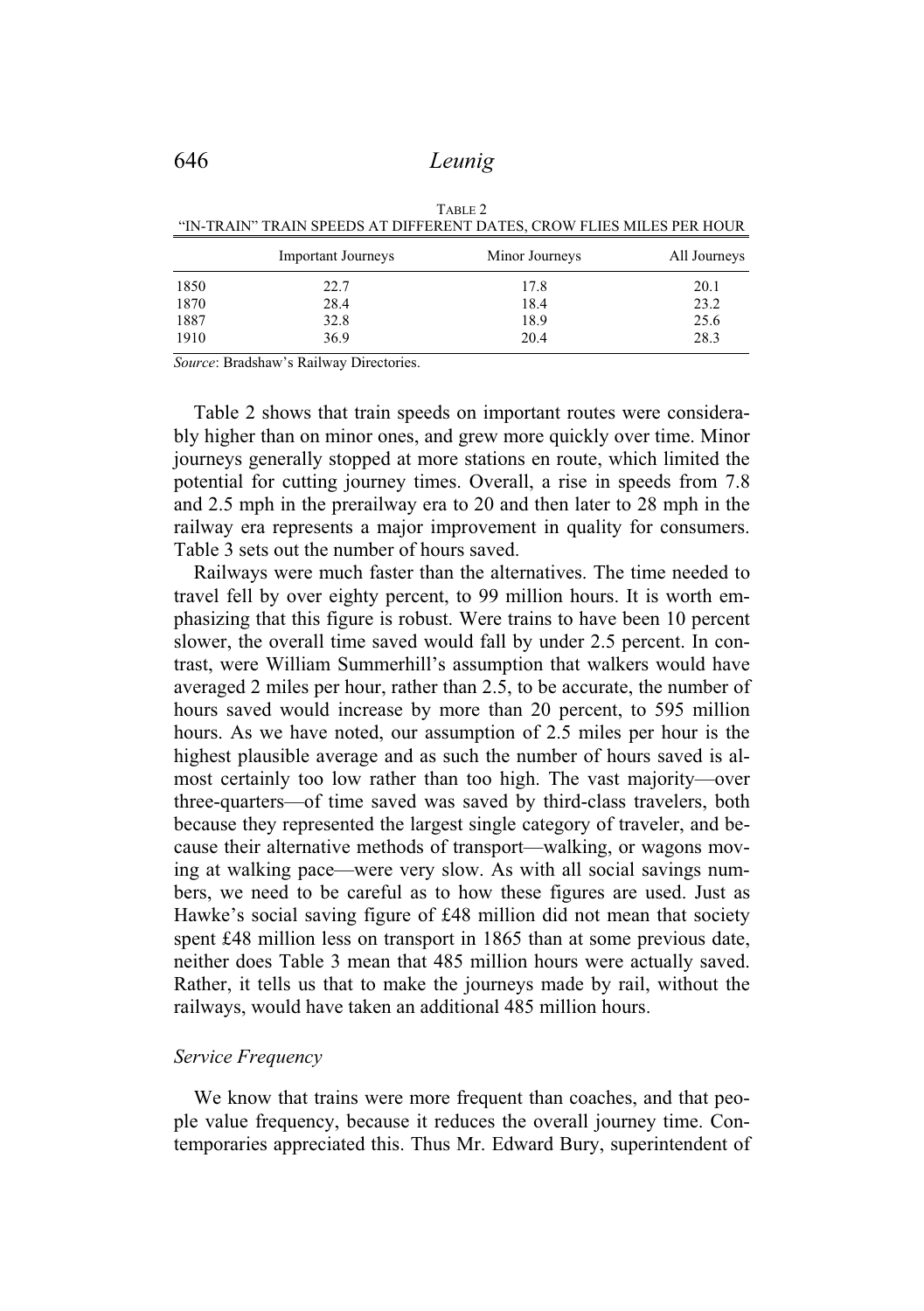TABLE 2
"IN-TRAIN" TRAIN SPEEDS AT DIFFERENT DATES, CROW FLIES MILES PER HOUR

| | Important Journeys | Minor Journeys | All Journeys |
|---|---|---|---|
| 1850 | 22.7 | 17.8 | 20.1 |
| 1870 | 28.4 | 18.4 | 23.2 |
| 1887 | 32.8 | 18.9 | 25.6 |
| 1910 | 36.9 | 20.4 | 28.3 |

*Source*: Bradshaw's Railway Directories.

Table 2 shows that train speeds on important routes were considerably higher than on minor ones, and grew more quickly over time. Minor journeys generally stopped at more stations en route, which limited the potential for cutting journey times. Overall, a rise in speeds from 7.8 and 2.5 mph in the prerailway era to 20 and then later to 28 mph in the railway era represents a major improvement in quality for consumers. Table 3 sets out the number of hours saved.

Railways were much faster than the alternatives. The time needed to travel fell by over eighty percent, to 99 million hours. It is worth emphasizing that this figure is robust. Were trains to have been 10 percent slower, the overall time saved would fall by under 2.5 percent. In contrast, were William Summerhill's assumption that walkers would have averaged 2 miles per hour, rather than 2.5, to be accurate, the number of hours saved would increase by more than 20 percent, to 595 million hours. As we have noted, our assumption of 2.5 miles per hour is the highest plausible average and as such the number of hours saved is almost certainly too low rather than too high. The vast majority—over three-quarters—of time saved was saved by third-class travelers, both because they represented the largest single category of traveler, and because their alternative methods of transport—walking, or wagons moving at walking pace—were very slow. As with all social savings numbers, we need to be careful as to how these figures are used. Just as Hawke's social saving figure of £48 million did not mean that society spent £48 million less on transport in 1865 than at some previous date, neither does Table 3 mean that 485 million hours were actually saved. Rather, it tells us that to make the journeys made by rail, without the railways, would have taken an additional 485 million hours.

### *Service Frequency*

We know that trains were more frequent than coaches, and that people value frequency, because it reduces the overall journey time. Contemporaries appreciated this. Thus Mr. Edward Bury, superintendent of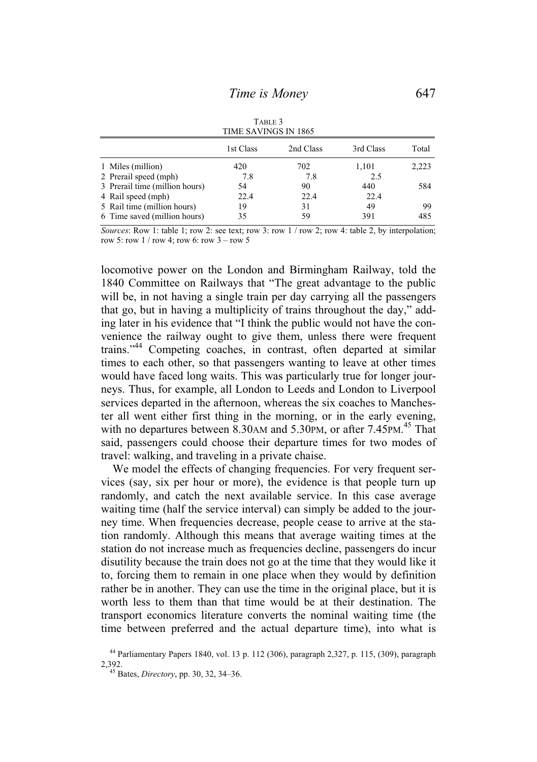TABLE 3
TIME SAVINGS IN 1865

| | 1st Class | 2nd Class | 3rd Class | Total |
|---|---|---|---|---|
| 1 Miles (million) | 420 | 702 | 1,101 | 2,223 |
| 2 Prerail speed (mph) | 7.8 | 7.8 | 2.5 | |
| 3 Prerail time (million hours) | 54 | 90 | 440 | 584 |
| 4 Rail speed (mph) | 22.4 | 22.4 | 22.4 | |
| 5 Rail time (million hours) | 19 | 31 | 49 | 99 |
| 6 Time saved (million hours) | 35 | 59 | 391 | 485 |

*Sources*: Row 1: table 1; row 2: see text; row 3: row 1 / row 2; row 4: table 2, by interpolation; row 5: row 1 / row 4; row 6: row 3 – row 5

locomotive power on the London and Birmingham Railway, told the 1840 Committee on Railways that "The great advantage to the public will be, in not having a single train per day carrying all the passengers that go, but in having a multiplicity of trains throughout the day," adding later in his evidence that "I think the public would not have the convenience the railway ought to give them, unless there were frequent trains."[44] Competing coaches, in contrast, often departed at similar times to each other, so that passengers wanting to leave at other times would have faced long waits. This was particularly true for longer journeys. Thus, for example, all London to Leeds and London to Liverpool services departed in the afternoon, whereas the six coaches to Manchester all went either first thing in the morning, or in the early evening, with no departures between 8.30AM and 5.30PM, or after 7.45PM.[45] That said, passengers could choose their departure times for two modes of travel: walking, and traveling in a private chaise.

We model the effects of changing frequencies. For very frequent services (say, six per hour or more), the evidence is that people turn up randomly, and catch the next available service. In this case average waiting time (half the service interval) can simply be added to the journey time. When frequencies decrease, people cease to arrive at the station randomly. Although this means that average waiting times at the station do not increase much as frequencies decline, passengers do incur disutility because the train does not go at the time that they would like it to, forcing them to remain in one place when they would by definition rather be in another. They can use the time in the original place, but it is worth less to them than that time would be at their destination. The transport economics literature converts the nominal waiting time (the time between preferred and the actual departure time), into what is

[44] Parliamentary Papers 1840, vol. 13 p. 112 (306), paragraph 2,327, p. 115, (309), paragraph 2,392.

[45] Bates, *Directory*, pp. 30, 32, 34–36.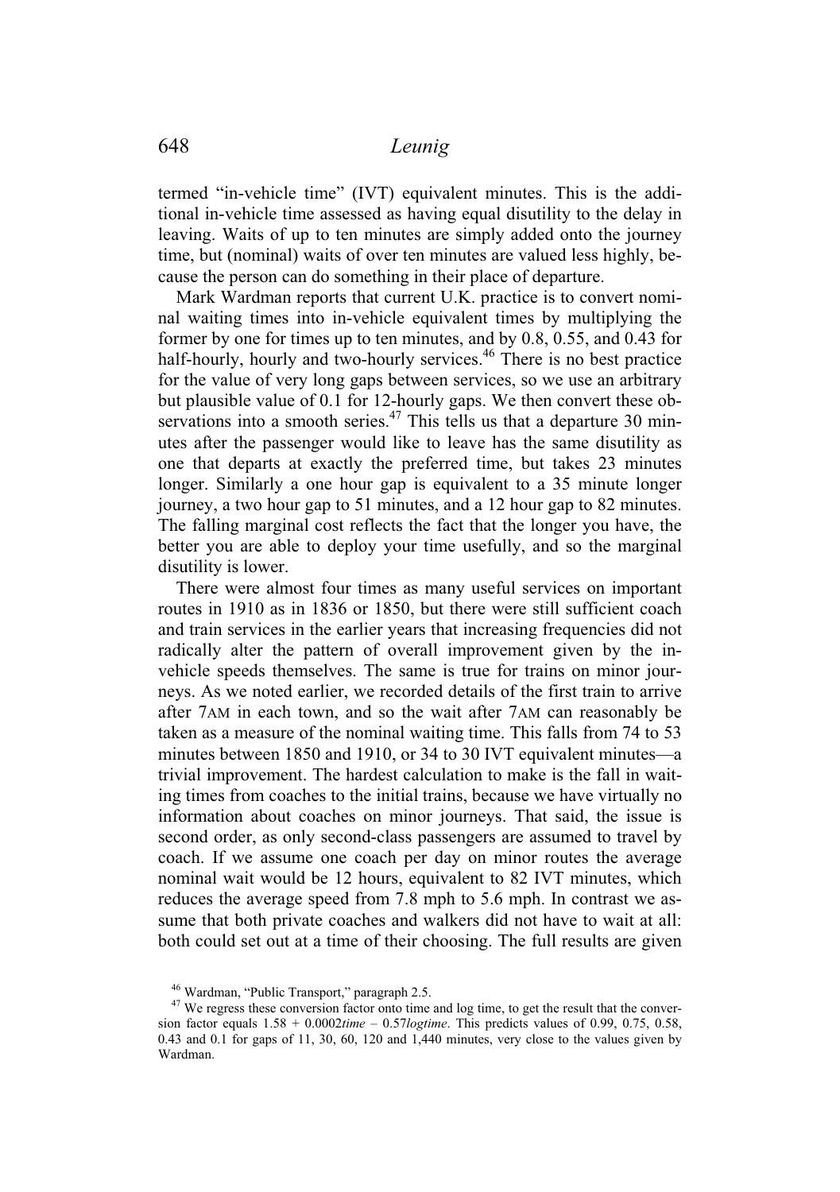termed "in-vehicle time" (IVT) equivalent minutes. This is the additional in-vehicle time assessed as having equal disutility to the delay in leaving. Waits of up to ten minutes are simply added onto the journey time, but (nominal) waits of over ten minutes are valued less highly, because the person can do something in their place of departure.

Mark Wardman reports that current U.K. practice is to convert nominal waiting times into in-vehicle equivalent times by multiplying the former by one for times up to ten minutes, and by 0.8, 0.55, and 0.43 for half-hourly, hourly and two-hourly services.[46] There is no best practice for the value of very long gaps between services, so we use an arbitrary but plausible value of 0.1 for 12-hourly gaps. We then convert these observations into a smooth series.[47] This tells us that a departure 30 minutes after the passenger would like to leave has the same disutility as one that departs at exactly the preferred time, but takes 23 minutes longer. Similarly a one hour gap is equivalent to a 35 minute longer journey, a two hour gap to 51 minutes, and a 12 hour gap to 82 minutes. The falling marginal cost reflects the fact that the longer you have, the better you are able to deploy your time usefully, and so the marginal disutility is lower.

There were almost four times as many useful services on important routes in 1910 as in 1836 or 1850, but there were still sufficient coach and train services in the earlier years that increasing frequencies did not radically alter the pattern of overall improvement given by the in-vehicle speeds themselves. The same is true for trains on minor journeys. As we noted earlier, we recorded details of the first train to arrive after 7AM in each town, and so the wait after 7AM can reasonably be taken as a measure of the nominal waiting time. This falls from 74 to 53 minutes between 1850 and 1910, or 34 to 30 IVT equivalent minutes—a trivial improvement. The hardest calculation to make is the fall in waiting times from coaches to the initial trains, because we have virtually no information about coaches on minor journeys. That said, the issue is second order, as only second-class passengers are assumed to travel by coach. If we assume one coach per day on minor routes the average nominal wait would be 12 hours, equivalent to 82 IVT minutes, which reduces the average speed from 7.8 mph to 5.6 mph. In contrast we assume that both private coaches and walkers did not have to wait at all: both could set out at a time of their choosing. The full results are given

[46] Wardman, "Public Transport," paragraph 2.5.

[47] We regress these conversion factor onto time and log time, to get the result that the conversion factor equals 1.58 + 0.0002*time* – 0.57*logtime*. This predicts values of 0.99, 0.75, 0.58, 0.43 and 0.1 for gaps of 11, 30, 60, 120 and 1,440 minutes, very close to the values given by Wardman.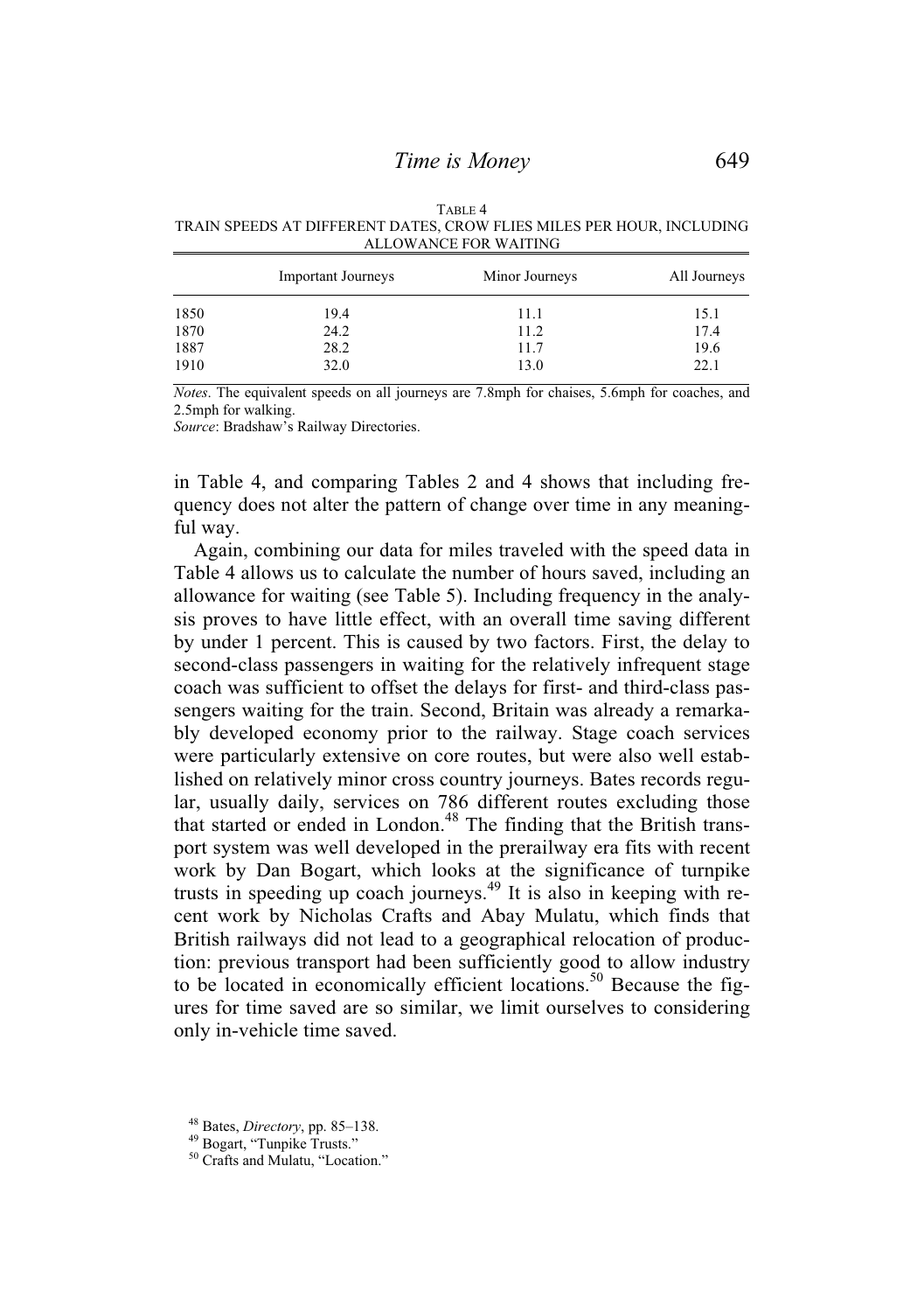TABLE 4
TRAIN SPEEDS AT DIFFERENT DATES, CROW FLIES MILES PER HOUR, INCLUDING ALLOWANCE FOR WAITING

| | Important Journeys | Minor Journeys | All Journeys |
|---|---|---|---|
| 1850 | 19.4 | 11.1 | 15.1 |
| 1870 | 24.2 | 11.2 | 17.4 |
| 1887 | 28.2 | 11.7 | 19.6 |
| 1910 | 32.0 | 13.0 | 22.1 |

*Notes*. The equivalent speeds on all journeys are 7.8mph for chaises, 5.6mph for coaches, and 2.5mph for walking.
*Source*: Bradshaw's Railway Directories.

in Table 4, and comparing Tables 2 and 4 shows that including frequency does not alter the pattern of change over time in any meaningful way.

Again, combining our data for miles traveled with the speed data in Table 4 allows us to calculate the number of hours saved, including an allowance for waiting (see Table 5). Including frequency in the analysis proves to have little effect, with an overall time saving different by under 1 percent. This is caused by two factors. First, the delay to second-class passengers in waiting for the relatively infrequent stage coach was sufficient to offset the delays for first- and third-class passengers waiting for the train. Second, Britain was already a remarkably developed economy prior to the railway. Stage coach services were particularly extensive on core routes, but were also well established on relatively minor cross country journeys. Bates records regular, usually daily, services on 786 different routes excluding those that started or ended in London.[48] The finding that the British transport system was well developed in the prerailway era fits with recent work by Dan Bogart, which looks at the significance of turnpike trusts in speeding up coach journeys.[49] It is also in keeping with recent work by Nicholas Crafts and Abay Mulatu, which finds that British railways did not lead to a geographical relocation of production: previous transport had been sufficiently good to allow industry to be located in economically efficient locations.[50] Because the figures for time saved are so similar, we limit ourselves to considering only in-vehicle time saved.

[48] Bates, *Directory*, pp. 85–138.
[49] Bogart, "Tunpike Trusts."
[50] Crafts and Mulatu, "Location."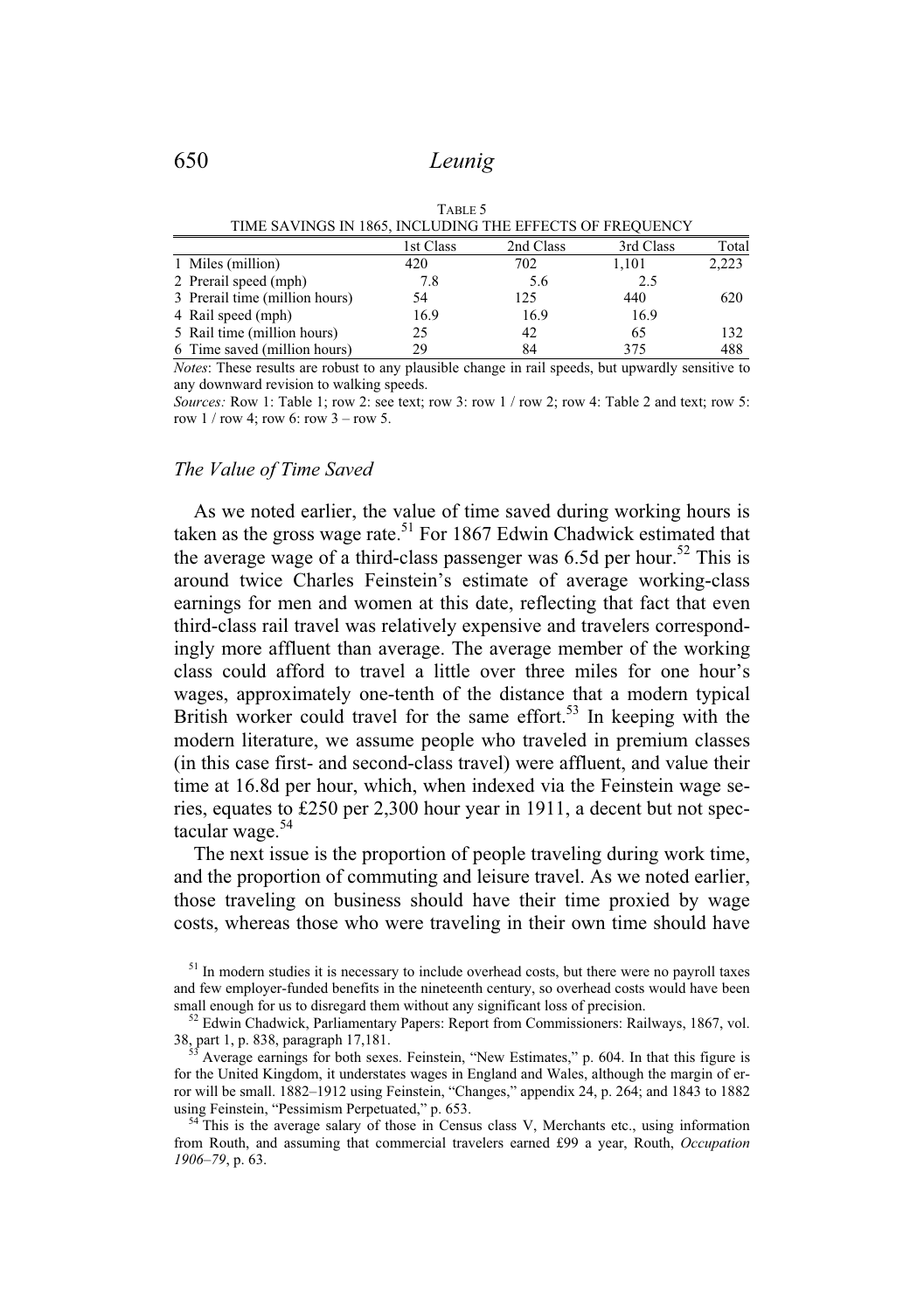TABLE 5
TIME SAVINGS IN 1865, INCLUDING THE EFFECTS OF FREQUENCY

| | 1st Class | 2nd Class | 3rd Class | Total |
|---|---|---|---|---|
| 1 Miles (million) | 420 | 702 | 1,101 | 2,223 |
| 2 Prerail speed (mph) | 7.8 | 5.6 | 2.5 | |
| 3 Prerail time (million hours) | 54 | 125 | 440 | 620 |
| 4 Rail speed (mph) | 16.9 | 16.9 | 16.9 | |
| 5 Rail time (million hours) | 25 | 42 | 65 | 132 |
| 6 Time saved (million hours) | 29 | 84 | 375 | 488 |

*Notes*: These results are robust to any plausible change in rail speeds, but upwardly sensitive to any downward revision to walking speeds.

*Sources:* Row 1: Table 1; row 2: see text; row 3: row 1 / row 2; row 4: Table 2 and text; row 5: row 1 / row 4; row 6: row 3 – row 5.

### *The Value of Time Saved*

As we noted earlier, the value of time saved during working hours is taken as the gross wage rate.[51] For 1867 Edwin Chadwick estimated that the average wage of a third-class passenger was 6.5d per hour.[52] This is around twice Charles Feinstein's estimate of average working-class earnings for men and women at this date, reflecting that fact that even third-class rail travel was relatively expensive and travelers correspondingly more affluent than average. The average member of the working class could afford to travel a little over three miles for one hour's wages, approximately one-tenth of the distance that a modern typical British worker could travel for the same effort.[53] In keeping with the modern literature, we assume people who traveled in premium classes (in this case first- and second-class travel) were affluent, and value their time at 16.8d per hour, which, when indexed via the Feinstein wage series, equates to £250 per 2,300 hour year in 1911, a decent but not spectacular wage.[54]

The next issue is the proportion of people traveling during work time, and the proportion of commuting and leisure travel. As we noted earlier, those traveling on business should have their time proxied by wage costs, whereas those who were traveling in their own time should have

[51] In modern studies it is necessary to include overhead costs, but there were no payroll taxes and few employer-funded benefits in the nineteenth century, so overhead costs would have been small enough for us to disregard them without any significant loss of precision.

[52] Edwin Chadwick, Parliamentary Papers: Report from Commissioners: Railways, 1867, vol. 38, part 1, p. 838, paragraph 17,181.

[53] Average earnings for both sexes. Feinstein, "New Estimates," p. 604. In that this figure is for the United Kingdom, it understates wages in England and Wales, although the margin of error will be small. 1882–1912 using Feinstein, "Changes," appendix 24, p. 264; and 1843 to 1882 using Feinstein, "Pessimism Perpetuated," p. 653.

[54] This is the average salary of those in Census class V, Merchants etc., using information from Routh, and assuming that commercial travelers earned £99 a year, Routh, *Occupation 1906–79*, p. 63.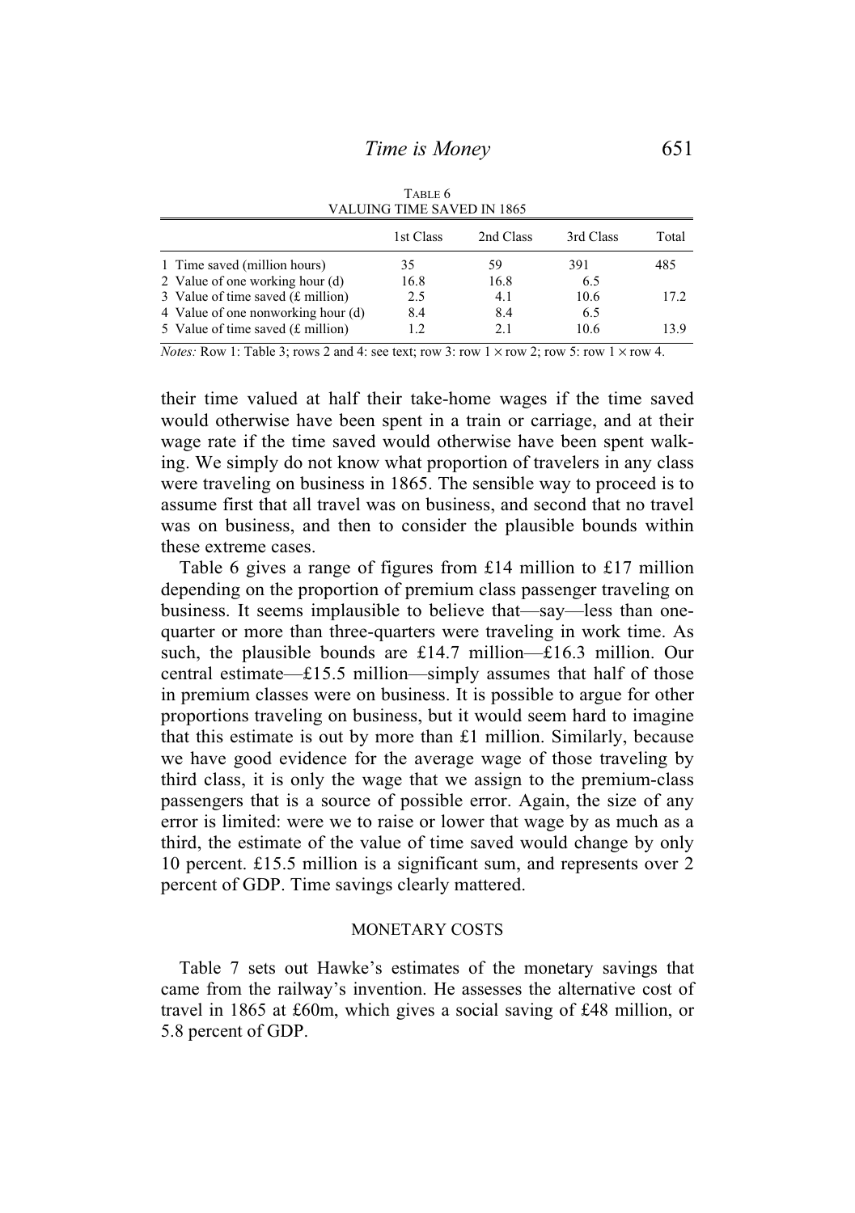TABLE 6
VALUING TIME SAVED IN 1865

| | 1st Class | 2nd Class | 3rd Class | Total |
|---|---|---|---|---|
| 1 Time saved (million hours) | 35 | 59 | 391 | 485 |
| 2 Value of one working hour (d) | 16.8 | 16.8 | 6.5 | |
| 3 Value of time saved (£ million) | 2.5 | 4.1 | 10.6 | 17.2 |
| 4 Value of one nonworking hour (d) | 8.4 | 8.4 | 6.5 | |
| 5 Value of time saved (£ million) | 1.2 | 2.1 | 10.6 | 13.9 |

*Notes:* Row 1: Table 3; rows 2 and 4: see text; row 3: row 1 × row 2; row 5: row 1 × row 4.

their time valued at half their take-home wages if the time saved would otherwise have been spent in a train or carriage, and at their wage rate if the time saved would otherwise have been spent walking. We simply do not know what proportion of travelers in any class were traveling on business in 1865. The sensible way to proceed is to assume first that all travel was on business, and second that no travel was on business, and then to consider the plausible bounds within these extreme cases.

Table 6 gives a range of figures from £14 million to £17 million depending on the proportion of premium class passenger traveling on business. It seems implausible to believe that—say—less than one-quarter or more than three-quarters were traveling in work time. As such, the plausible bounds are £14.7 million—£16.3 million. Our central estimate—£15.5 million—simply assumes that half of those in premium classes were on business. It is possible to argue for other proportions traveling on business, but it would seem hard to imagine that this estimate is out by more than £1 million. Similarly, because we have good evidence for the average wage of those traveling by third class, it is only the wage that we assign to the premium-class passengers that is a source of possible error. Again, the size of any error is limited: were we to raise or lower that wage by as much as a third, the estimate of the value of time saved would change by only 10 percent. £15.5 million is a significant sum, and represents over 2 percent of GDP. Time savings clearly mattered.

## MONETARY COSTS

Table 7 sets out Hawke's estimates of the monetary savings that came from the railway's invention. He assesses the alternative cost of travel in 1865 at £60m, which gives a social saving of £48 million, or 5.8 percent of GDP.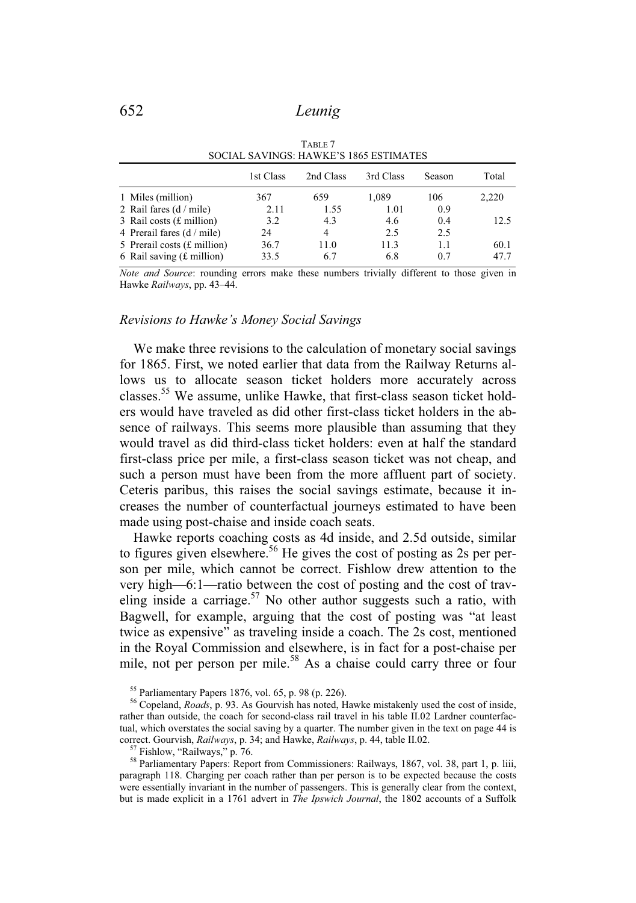TABLE 7
SOCIAL SAVINGS: HAWKE'S 1865 ESTIMATES

| | 1st Class | 2nd Class | 3rd Class | Season | Total |
|---|---|---|---|---|---|
| 1 Miles (million) | 367 | 659 | 1,089 | 106 | 2,220 |
| 2 Rail fares (d / mile) | 2.11 | 1.55 | 1.01 | 0.9 | |
| 3 Rail costs (£ million) | 3.2 | 4.3 | 4.6 | 0.4 | 12.5 |
| 4 Prerail fares (d / mile) | 24 | 4 | 2.5 | 2.5 | |
| 5 Prerail costs (£ million) | 36.7 | 11.0 | 11.3 | 1.1 | 60.1 |
| 6 Rail saving (£ million) | 33.5 | 6.7 | 6.8 | 0.7 | 47.7 |

*Note and Source*: rounding errors make these numbers trivially different to those given in Hawke *Railways*, pp. 43–44.

### *Revisions to Hawke's Money Social Savings*

We make three revisions to the calculation of monetary social savings for 1865. First, we noted earlier that data from the Railway Returns allows us to allocate season ticket holders more accurately across classes.[55] We assume, unlike Hawke, that first-class season ticket holders would have traveled as did other first-class ticket holders in the absence of railways. This seems more plausible than assuming that they would travel as did third-class ticket holders: even at half the standard first-class price per mile, a first-class season ticket was not cheap, and such a person must have been from the more affluent part of society. Ceteris paribus, this raises the social savings estimate, because it increases the number of counterfactual journeys estimated to have been made using post-chaise and inside coach seats.

Hawke reports coaching costs as 4d inside, and 2.5d outside, similar to figures given elsewhere.[56] He gives the cost of posting as 2s per person per mile, which cannot be correct. Fishlow drew attention to the very high—6:1—ratio between the cost of posting and the cost of traveling inside a carriage.[57] No other author suggests such a ratio, with Bagwell, for example, arguing that the cost of posting was "at least twice as expensive" as traveling inside a coach. The 2s cost, mentioned in the Royal Commission and elsewhere, is in fact for a post-chaise per mile, not per person per mile.[58] As a chaise could carry three or four

[55] Parliamentary Papers 1876, vol. 65, p. 98 (p. 226).

[56] Copeland, *Roads*, p. 93. As Gourvish has noted, Hawke mistakenly used the cost of inside, rather than outside, the coach for second-class rail travel in his table II.02 Lardner counterfactual, which overstates the social saving by a quarter. The number given in the text on page 44 is correct. Gourvish, *Railways*, p. 34; and Hawke, *Railways*, p. 44, table II.02.

[57] Fishlow, "Railways," p. 76.

[58] Parliamentary Papers: Report from Commissioners: Railways, 1867, vol. 38, part 1, p. liii, paragraph 118. Charging per coach rather than per person is to be expected because the costs were essentially invariant in the number of passengers. This is generally clear from the context, but is made explicit in a 1761 advert in *The Ipswich Journal*, the 1802 accounts of a Suffolk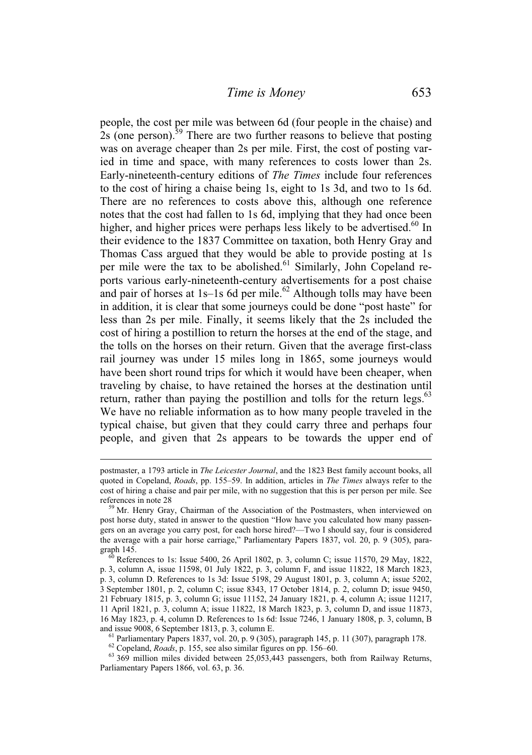people, the cost per mile was between 6d (four people in the chaise) and 2s (one person).[59] There are two further reasons to believe that posting was on average cheaper than 2s per mile. First, the cost of posting varied in time and space, with many references to costs lower than 2s. Early-nineteenth-century editions of *The Times* include four references to the cost of hiring a chaise being 1s, eight to 1s 3d, and two to 1s 6d. There are no references to costs above this, although one reference notes that the cost had fallen to 1s 6d, implying that they had once been higher, and higher prices were perhaps less likely to be advertised.[60] In their evidence to the 1837 Committee on taxation, both Henry Gray and Thomas Cass argued that they would be able to provide posting at 1s per mile were the tax to be abolished.[61] Similarly, John Copeland reports various early-nineteenth-century advertisements for a post chaise and pair of horses at 1s–1s 6d per mile.[62] Although tolls may have been in addition, it is clear that some journeys could be done "post haste" for less than 2s per mile. Finally, it seems likely that the 2s included the cost of hiring a postillion to return the horses at the end of the stage, and the tolls on the horses on their return. Given that the average first-class rail journey was under 15 miles long in 1865, some journeys would have been short round trips for which it would have been cheaper, when traveling by chaise, to have retained the horses at the destination until return, rather than paying the postillion and tolls for the return legs.[63] We have no reliable information as to how many people traveled in the typical chaise, but given that they could carry three and perhaps four people, and given that 2s appears to be towards the upper end of

---

postmaster, a 1793 article in *The Leicester Journal*, and the 1823 Best family account books, all quoted in Copeland, *Roads*, pp. 155–59. In addition, articles in *The Times* always refer to the cost of hiring a chaise and pair per mile, with no suggestion that this is per person per mile. See references in note 28

[59] Mr. Henry Gray, Chairman of the Association of the Postmasters, when interviewed on post horse duty, stated in answer to the question "How have you calculated how many passengers on an average you carry post, for each horse hired?—Two I should say, four is considered the average with a pair horse carriage," Parliamentary Papers 1837, vol. 20, p. 9 (305), paragraph 145.

[60] References to 1s: Issue 5400, 26 April 1802, p. 3, column C; issue 11570, 29 May, 1822, p. 3, column A, issue 11598, 01 July 1822, p. 3, column F, and issue 11822, 18 March 1823, p. 3, column D. References to 1s 3d: Issue 5198, 29 August 1801, p. 3, column A; issue 5202, 3 September 1801, p. 2, column C; issue 8343, 17 October 1814, p. 2, column D; issue 9450, 21 February 1815, p. 3, column G; issue 11152, 24 January 1821, p. 4, column A; issue 11217, 11 April 1821, p. 3, column A; issue 11822, 18 March 1823, p. 3, column D, and issue 11873, 16 May 1823, p. 4, column D. References to 1s 6d: Issue 7246, 1 January 1808, p. 3, column, B and issue 9008, 6 September 1813, p. 3, column E.

[61] Parliamentary Papers 1837, vol. 20, p. 9 (305), paragraph 145, p. 11 (307), paragraph 178.

[62] Copeland, *Roads*, p. 155, see also similar figures on pp. 156–60.

[63] 369 million miles divided between 25,053,443 passengers, both from Railway Returns, Parliamentary Papers 1866, vol. 63, p. 36.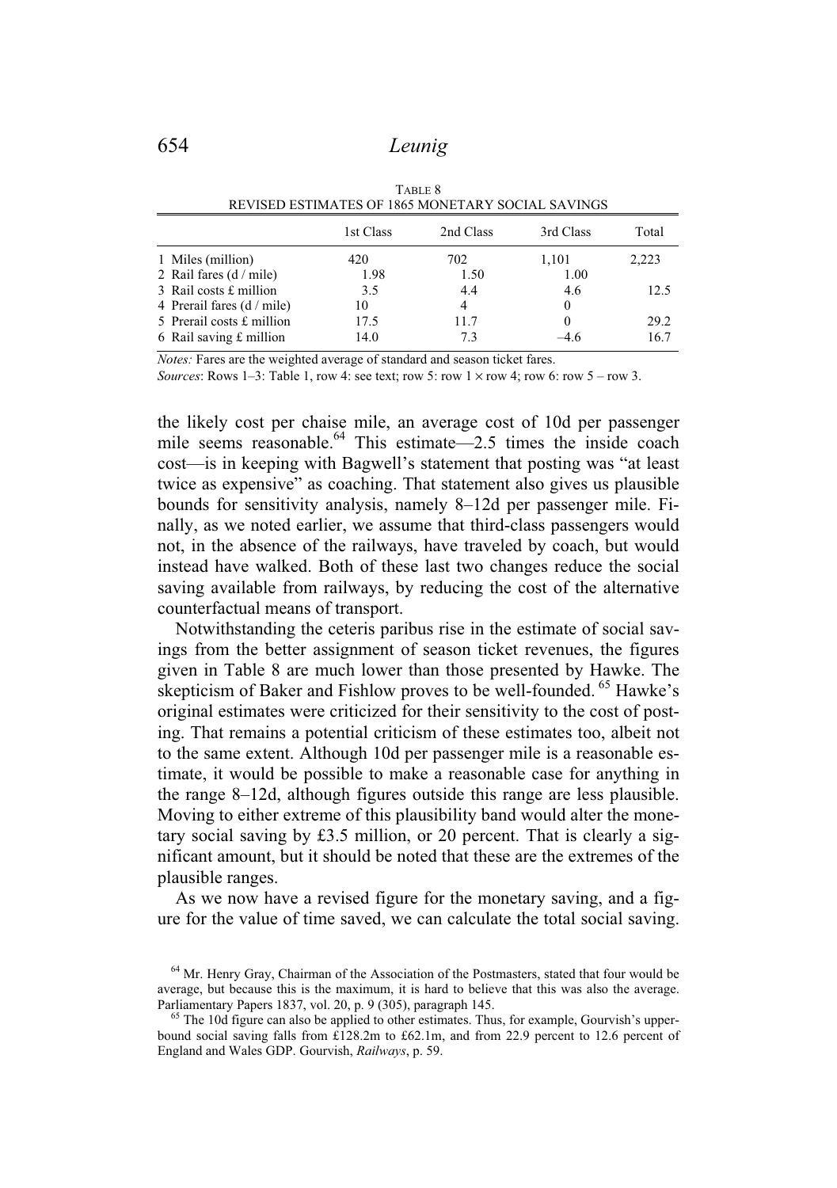TABLE 8
REVISED ESTIMATES OF 1865 MONETARY SOCIAL SAVINGS

| | 1st Class | 2nd Class | 3rd Class | Total |
|---|---|---|---|---|
| 1 Miles (million) | 420 | 702 | 1,101 | 2,223 |
| 2 Rail fares (d / mile) | 1.98 | 1.50 | 1.00 | |
| 3 Rail costs £ million | 3.5 | 4.4 | 4.6 | 12.5 |
| 4 Prerail fares (d / mile) | 10 | 4 | 0 | |
| 5 Prerail costs £ million | 17.5 | 11.7 | 0 | 29.2 |
| 6 Rail saving £ million | 14.0 | 7.3 | –4.6 | 16.7 |

*Notes:* Fares are the weighted average of standard and season ticket fares.
*Sources*: Rows 1–3: Table 1, row 4: see text; row 5: row 1 × row 4; row 6: row 5 – row 3.

the likely cost per chaise mile, an average cost of 10d per passenger mile seems reasonable.[64] This estimate—2.5 times the inside coach cost—is in keeping with Bagwell's statement that posting was "at least twice as expensive" as coaching. That statement also gives us plausible bounds for sensitivity analysis, namely 8–12d per passenger mile. Finally, as we noted earlier, we assume that third-class passengers would not, in the absence of the railways, have traveled by coach, but would instead have walked. Both of these last two changes reduce the social saving available from railways, by reducing the cost of the alternative counterfactual means of transport.

Notwithstanding the ceteris paribus rise in the estimate of social savings from the better assignment of season ticket revenues, the figures given in Table 8 are much lower than those presented by Hawke. The skepticism of Baker and Fishlow proves to be well-founded.[65] Hawke's original estimates were criticized for their sensitivity to the cost of posting. That remains a potential criticism of these estimates too, albeit not to the same extent. Although 10d per passenger mile is a reasonable estimate, it would be possible to make a reasonable case for anything in the range 8–12d, although figures outside this range are less plausible. Moving to either extreme of this plausibility band would alter the monetary social saving by £3.5 million, or 20 percent. That is clearly a significant amount, but it should be noted that these are the extremes of the plausible ranges.

As we now have a revised figure for the monetary saving, and a figure for the value of time saved, we can calculate the total social saving.

[64] Mr. Henry Gray, Chairman of the Association of the Postmasters, stated that four would be average, but because this is the maximum, it is hard to believe that this was also the average. Parliamentary Papers 1837, vol. 20, p. 9 (305), paragraph 145.

[65] The 10d figure can also be applied to other estimates. Thus, for example, Gourvish's upper-bound social saving falls from £128.2m to £62.1m, and from 22.9 percent to 12.6 percent of England and Wales GDP. Gourvish, *Railways*, p. 59.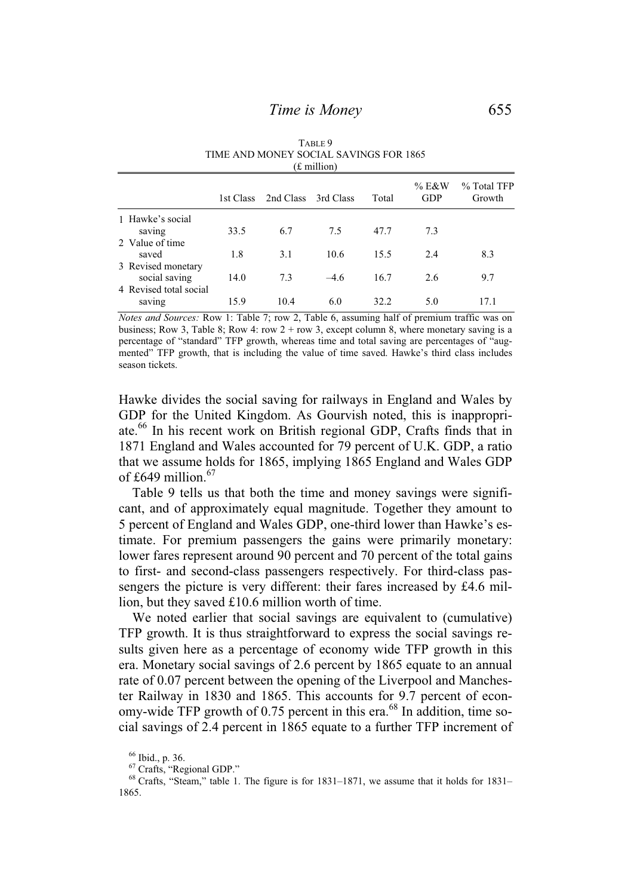TABLE 9
TIME AND MONEY SOCIAL SAVINGS FOR 1865
(£ million)

| | 1st Class | 2nd Class | 3rd Class | Total | % E&W GDP | % Total TFP Growth |
|---|---|---|---|---|---|---|
| 1 Hawke's social saving | 33.5 | 6.7 | 7.5 | 47.7 | 7.3 | |
| 2 Value of time saved | 1.8 | 3.1 | 10.6 | 15.5 | 2.4 | 8.3 |
| 3 Revised monetary social saving | 14.0 | 7.3 | –4.6 | 16.7 | 2.6 | 9.7 |
| 4 Revised total social saving | 15.9 | 10.4 | 6.0 | 32.2 | 5.0 | 17.1 |

*Notes and Sources:* Row 1: Table 7; row 2, Table 6, assuming half of premium traffic was on business; Row 3, Table 8; Row 4: row 2 + row 3, except column 8, where monetary saving is a percentage of "standard" TFP growth, whereas time and total saving are percentages of "augmented" TFP growth, that is including the value of time saved. Hawke's third class includes season tickets.

Hawke divides the social saving for railways in England and Wales by GDP for the United Kingdom. As Gourvish noted, this is inappropriate.[66] In his recent work on British regional GDP, Crafts finds that in 1871 England and Wales accounted for 79 percent of U.K. GDP, a ratio that we assume holds for 1865, implying 1865 England and Wales GDP of £649 million.[67]

Table 9 tells us that both the time and money savings were significant, and of approximately equal magnitude. Together they amount to 5 percent of England and Wales GDP, one-third lower than Hawke's estimate. For premium passengers the gains were primarily monetary: lower fares represent around 90 percent and 70 percent of the total gains to first- and second-class passengers respectively. For third-class passengers the picture is very different: their fares increased by £4.6 million, but they saved £10.6 million worth of time.

We noted earlier that social savings are equivalent to (cumulative) TFP growth. It is thus straightforward to express the social savings results given here as a percentage of economy wide TFP growth in this era. Monetary social savings of 2.6 percent by 1865 equate to an annual rate of 0.07 percent between the opening of the Liverpool and Manchester Railway in 1830 and 1865. This accounts for 9.7 percent of economy-wide TFP growth of 0.75 percent in this era.[68] In addition, time social savings of 2.4 percent in 1865 equate to a further TFP increment of

[66] Ibid., p. 36.

[67] Crafts, "Regional GDP."

[68] Crafts, "Steam," table 1. The figure is for 1831–1871, we assume that it holds for 1831–1865.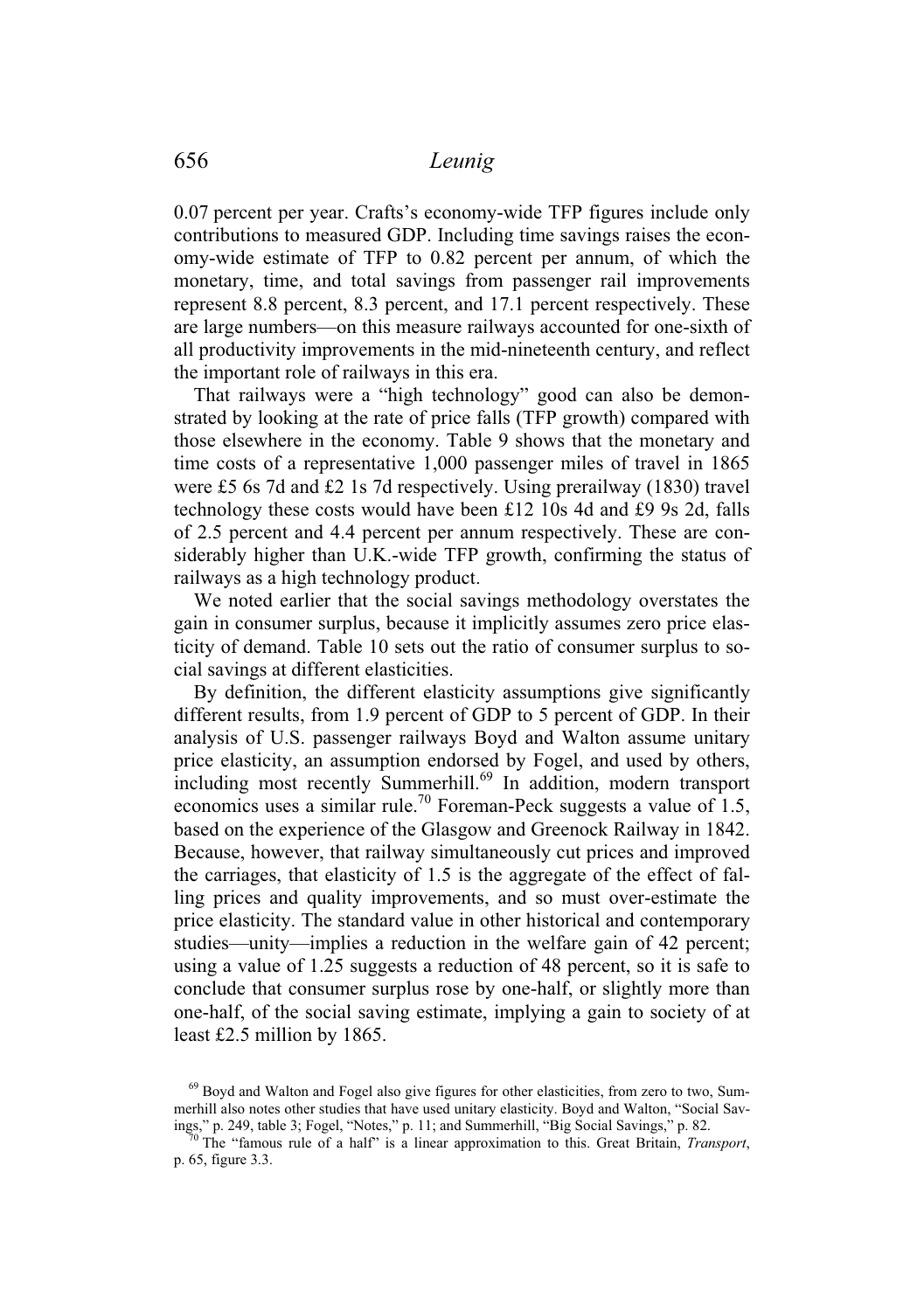0.07 percent per year. Crafts's economy-wide TFP figures include only contributions to measured GDP. Including time savings raises the economy-wide estimate of TFP to 0.82 percent per annum, of which the monetary, time, and total savings from passenger rail improvements represent 8.8 percent, 8.3 percent, and 17.1 percent respectively. These are large numbers—on this measure railways accounted for one-sixth of all productivity improvements in the mid-nineteenth century, and reflect the important role of railways in this era.

That railways were a "high technology" good can also be demonstrated by looking at the rate of price falls (TFP growth) compared with those elsewhere in the economy. Table 9 shows that the monetary and time costs of a representative 1,000 passenger miles of travel in 1865 were £5 6s 7d and £2 1s 7d respectively. Using prerailway (1830) travel technology these costs would have been £12 10s 4d and £9 9s 2d, falls of 2.5 percent and 4.4 percent per annum respectively. These are considerably higher than U.K.-wide TFP growth, confirming the status of railways as a high technology product.

We noted earlier that the social savings methodology overstates the gain in consumer surplus, because it implicitly assumes zero price elasticity of demand. Table 10 sets out the ratio of consumer surplus to social savings at different elasticities.

By definition, the different elasticity assumptions give significantly different results, from 1.9 percent of GDP to 5 percent of GDP. In their analysis of U.S. passenger railways Boyd and Walton assume unitary price elasticity, an assumption endorsed by Fogel, and used by others, including most recently Summerhill.[69] In addition, modern transport economics uses a similar rule.[70] Foreman-Peck suggests a value of 1.5, based on the experience of the Glasgow and Greenock Railway in 1842. Because, however, that railway simultaneously cut prices and improved the carriages, that elasticity of 1.5 is the aggregate of the effect of falling prices and quality improvements, and so must over-estimate the price elasticity. The standard value in other historical and contemporary studies—unity—implies a reduction in the welfare gain of 42 percent; using a value of 1.25 suggests a reduction of 48 percent, so it is safe to conclude that consumer surplus rose by one-half, or slightly more than one-half, of the social saving estimate, implying a gain to society of at least £2.5 million by 1865.

[69] Boyd and Walton and Fogel also give figures for other elasticities, from zero to two, Summerhill also notes other studies that have used unitary elasticity. Boyd and Walton, "Social Savings," p. 249, table 3; Fogel, "Notes," p. 11; and Summerhill, "Big Social Savings," p. 82.

[70] The "famous rule of a half" is a linear approximation to this. Great Britain, *Transport*, p. 65, figure 3.3.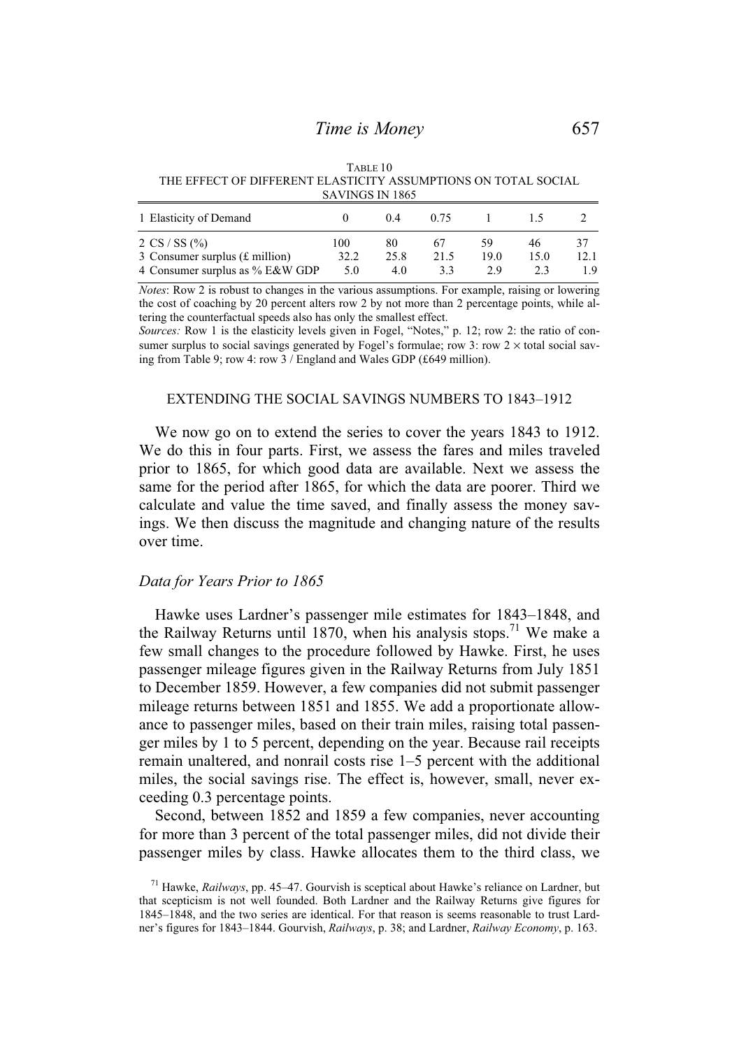TABLE 10
THE EFFECT OF DIFFERENT ELASTICITY ASSUMPTIONS ON TOTAL SOCIAL SAVINGS IN 1865

| 1 Elasticity of Demand | 0 | 0.4 | 0.75 | 1 | 1.5 | 2 |
|---|---|---|---|---|---|---|
| 2 CS / SS (%) | 100 | 80 | 67 | 59 | 46 | 37 |
| 3 Consumer surplus (£ million) | 32.2 | 25.8 | 21.5 | 19.0 | 15.0 | 12.1 |
| 4 Consumer surplus as % E&W GDP | 5.0 | 4.0 | 3.3 | 2.9 | 2.3 | 1.9 |

*Notes*: Row 2 is robust to changes in the various assumptions. For example, raising or lowering the cost of coaching by 20 percent alters row 2 by not more than 2 percentage points, while altering the counterfactual speeds also has only the smallest effect.
*Sources:* Row 1 is the elasticity levels given in Fogel, "Notes," p. 12; row 2: the ratio of consumer surplus to social savings generated by Fogel's formulae; row 3: row 2 × total social saving from Table 9; row 4: row 3 / England and Wales GDP (£649 million).

## EXTENDING THE SOCIAL SAVINGS NUMBERS TO 1843–1912

We now go on to extend the series to cover the years 1843 to 1912. We do this in four parts. First, we assess the fares and miles traveled prior to 1865, for which good data are available. Next we assess the same for the period after 1865, for which the data are poorer. Third we calculate and value the time saved, and finally assess the money savings. We then discuss the magnitude and changing nature of the results over time.

### *Data for Years Prior to 1865*

Hawke uses Lardner's passenger mile estimates for 1843–1848, and the Railway Returns until 1870, when his analysis stops.[71] We make a few small changes to the procedure followed by Hawke. First, he uses passenger mileage figures given in the Railway Returns from July 1851 to December 1859. However, a few companies did not submit passenger mileage returns between 1851 and 1855. We add a proportionate allowance to passenger miles, based on their train miles, raising total passenger miles by 1 to 5 percent, depending on the year. Because rail receipts remain unaltered, and nonrail costs rise 1–5 percent with the additional miles, the social savings rise. The effect is, however, small, never exceeding 0.3 percentage points.

Second, between 1852 and 1859 a few companies, never accounting for more than 3 percent of the total passenger miles, did not divide their passenger miles by class. Hawke allocates them to the third class, we

[71] Hawke, *Railways*, pp. 45–47. Gourvish is sceptical about Hawke's reliance on Lardner, but that scepticism is not well founded. Both Lardner and the Railway Returns give figures for 1845–1848, and the two series are identical. For that reason is seems reasonable to trust Lardner's figures for 1843–1844. Gourvish, *Railways*, p. 38; and Lardner, *Railway Economy*, p. 163.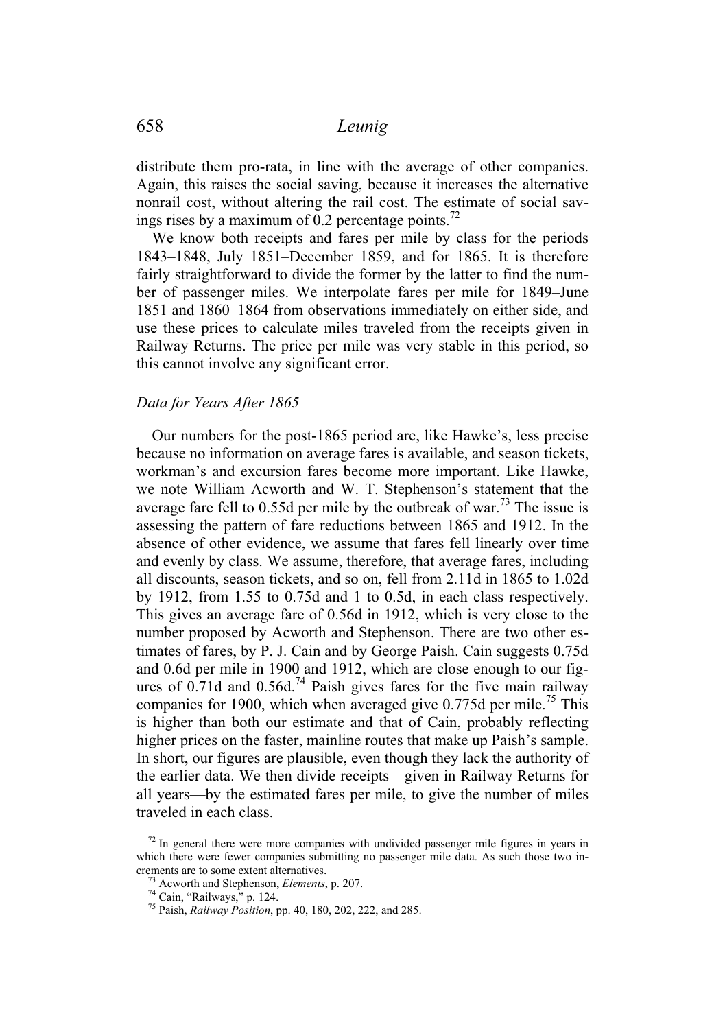distribute them pro-rata, in line with the average of other companies. Again, this raises the social saving, because it increases the alternative nonrail cost, without altering the rail cost. The estimate of social savings rises by a maximum of 0.2 percentage points.[72]

We know both receipts and fares per mile by class for the periods 1843–1848, July 1851–December 1859, and for 1865. It is therefore fairly straightforward to divide the former by the latter to find the number of passenger miles. We interpolate fares per mile for 1849–June 1851 and 1860–1864 from observations immediately on either side, and use these prices to calculate miles traveled from the receipts given in Railway Returns. The price per mile was very stable in this period, so this cannot involve any significant error.

### *Data for Years After 1865*

Our numbers for the post-1865 period are, like Hawke's, less precise because no information on average fares is available, and season tickets, workman's and excursion fares become more important. Like Hawke, we note William Acworth and W. T. Stephenson's statement that the average fare fell to 0.55d per mile by the outbreak of war.[73] The issue is assessing the pattern of fare reductions between 1865 and 1912. In the absence of other evidence, we assume that fares fell linearly over time and evenly by class. We assume, therefore, that average fares, including all discounts, season tickets, and so on, fell from 2.11d in 1865 to 1.02d by 1912, from 1.55 to 0.75d and 1 to 0.5d, in each class respectively. This gives an average fare of 0.56d in 1912, which is very close to the number proposed by Acworth and Stephenson. There are two other estimates of fares, by P. J. Cain and by George Paish. Cain suggests 0.75d and 0.6d per mile in 1900 and 1912, which are close enough to our figures of 0.71d and 0.56d.[74] Paish gives fares for the five main railway companies for 1900, which when averaged give 0.775d per mile.[75] This is higher than both our estimate and that of Cain, probably reflecting higher prices on the faster, mainline routes that make up Paish's sample. In short, our figures are plausible, even though they lack the authority of the earlier data. We then divide receipts—given in Railway Returns for all years—by the estimated fares per mile, to give the number of miles traveled in each class.

[72] In general there were more companies with undivided passenger mile figures in years in which there were fewer companies submitting no passenger mile data. As such those two increments are to some extent alternatives.

[73] Acworth and Stephenson, *Elements*, p. 207.

[74] Cain, "Railways," p. 124.

[75] Paish, *Railway Position*, pp. 40, 180, 202, 222, and 285.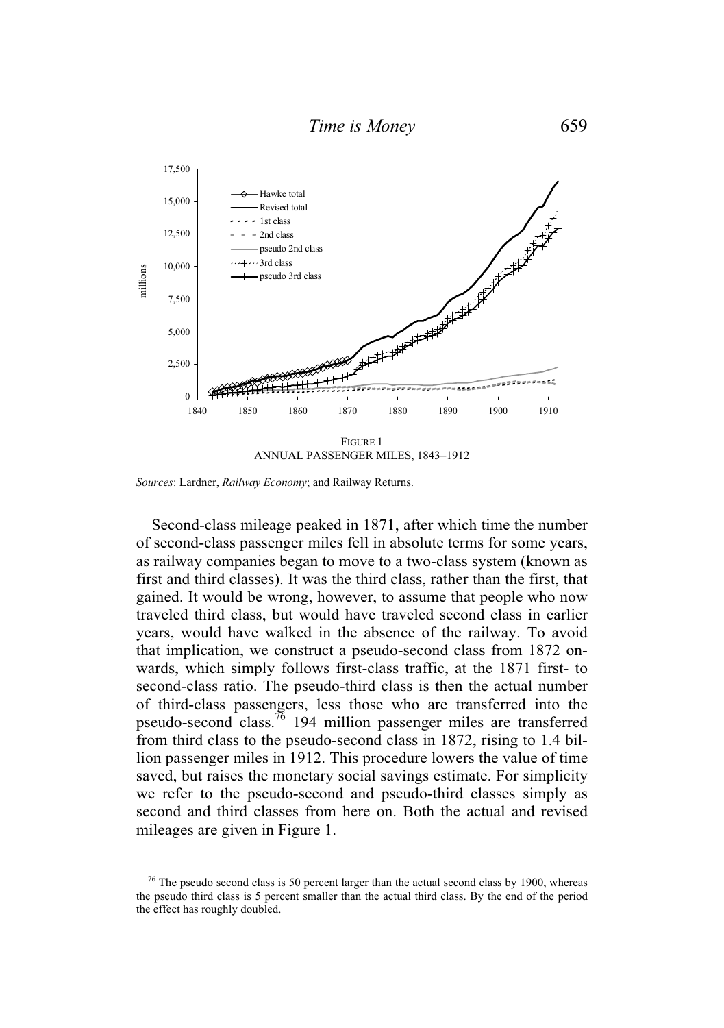FIGURE 1
ANNUAL PASSENGER MILES, 1843–1912

*Sources*: Lardner, *Railway Economy*; and Railway Returns.

Second-class mileage peaked in 1871, after which time the number of second-class passenger miles fell in absolute terms for some years, as railway companies began to move to a two-class system (known as first and third classes). It was the third class, rather than the first, that gained. It would be wrong, however, to assume that people who now traveled third class, but would have traveled second class in earlier years, would have walked in the absence of the railway. To avoid that implication, we construct a pseudo-second class from 1872 onwards, which simply follows first-class traffic, at the 1871 first- to second-class ratio. The pseudo-third class is then the actual number of third-class passengers, less those who are transferred into the pseudo-second class.[76] 194 million passenger miles are transferred from third class to the pseudo-second class in 1872, rising to 1.4 billion passenger miles in 1912. This procedure lowers the value of time saved, but raises the monetary social savings estimate. For simplicity we refer to the pseudo-second and pseudo-third classes simply as second and third classes from here on. Both the actual and revised mileages are given in Figure 1.

[76] The pseudo second class is 50 percent larger than the actual second class by 1900, whereas the pseudo third class is 5 percent smaller than the actual third class. By the end of the period the effect has roughly doubled.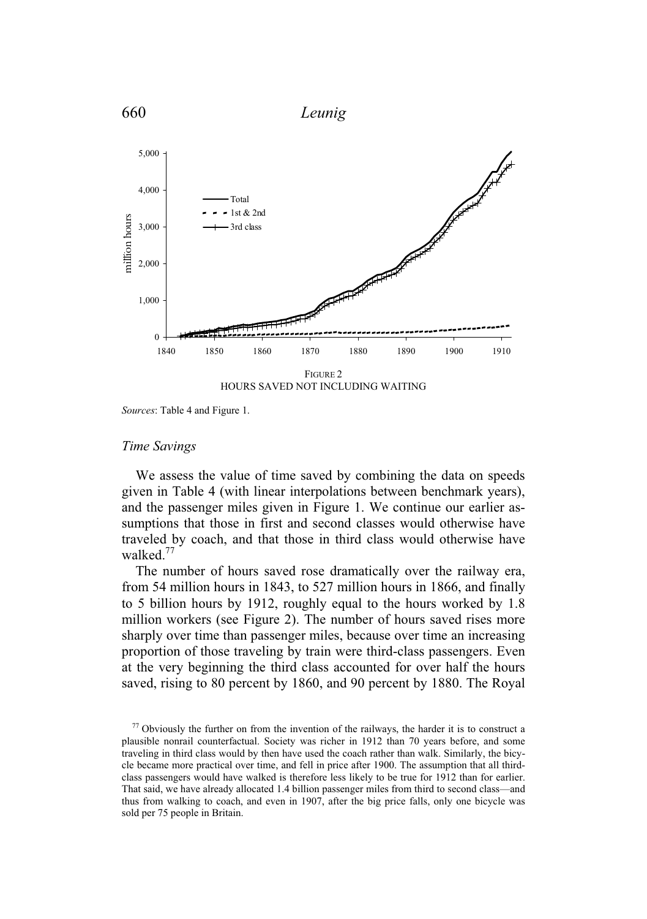FIGURE 2
HOURS SAVED NOT INCLUDING WAITING

*Sources*: Table 4 and Figure 1.

### *Time Savings*

We assess the value of time saved by combining the data on speeds given in Table 4 (with linear interpolations between benchmark years), and the passenger miles given in Figure 1. We continue our earlier assumptions that those in first and second classes would otherwise have traveled by coach, and that those in third class would otherwise have walked.[77]

The number of hours saved rose dramatically over the railway era, from 54 million hours in 1843, to 527 million hours in 1866, and finally to 5 billion hours by 1912, roughly equal to the hours worked by 1.8 million workers (see Figure 2). The number of hours saved rises more sharply over time than passenger miles, because over time an increasing proportion of those traveling by train were third-class passengers. Even at the very beginning the third class accounted for over half the hours saved, rising to 80 percent by 1860, and 90 percent by 1880. The Royal

[77] Obviously the further on from the invention of the railways, the harder it is to construct a plausible nonrail counterfactual. Society was richer in 1912 than 70 years before, and some traveling in third class would by then have used the coach rather than walk. Similarly, the bicycle became more practical over time, and fell in price after 1900. The assumption that all third-class passengers would have walked is therefore less likely to be true for 1912 than for earlier. That said, we have already allocated 1.4 billion passenger miles from third to second class—and thus from walking to coach, and even in 1907, after the big price falls, only one bicycle was sold per 75 people in Britain.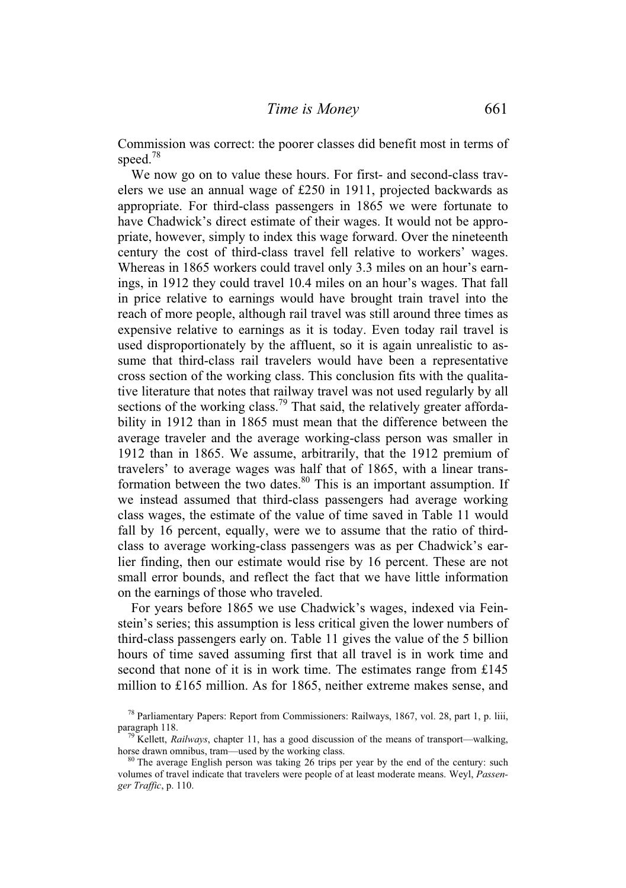Commission was correct: the poorer classes did benefit most in terms of speed.[78]

We now go on to value these hours. For first- and second-class travelers we use an annual wage of £250 in 1911, projected backwards as appropriate. For third-class passengers in 1865 we were fortunate to have Chadwick's direct estimate of their wages. It would not be appropriate, however, simply to index this wage forward. Over the nineteenth century the cost of third-class travel fell relative to workers' wages. Whereas in 1865 workers could travel only 3.3 miles on an hour's earnings, in 1912 they could travel 10.4 miles on an hour's wages. That fall in price relative to earnings would have brought train travel into the reach of more people, although rail travel was still around three times as expensive relative to earnings as it is today. Even today rail travel is used disproportionately by the affluent, so it is again unrealistic to assume that third-class rail travelers would have been a representative cross section of the working class. This conclusion fits with the qualitative literature that notes that railway travel was not used regularly by all sections of the working class.[79] That said, the relatively greater affordability in 1912 than in 1865 must mean that the difference between the average traveler and the average working-class person was smaller in 1912 than in 1865. We assume, arbitrarily, that the 1912 premium of travelers' to average wages was half that of 1865, with a linear transformation between the two dates.[80] This is an important assumption. If we instead assumed that third-class passengers had average working class wages, the estimate of the value of time saved in Table 11 would fall by 16 percent, equally, were we to assume that the ratio of third-class to average working-class passengers was as per Chadwick's earlier finding, then our estimate would rise by 16 percent. These are not small error bounds, and reflect the fact that we have little information on the earnings of those who traveled.

For years before 1865 we use Chadwick's wages, indexed via Feinstein's series; this assumption is less critical given the lower numbers of third-class passengers early on. Table 11 gives the value of the 5 billion hours of time saved assuming first that all travel is in work time and second that none of it is in work time. The estimates range from £145 million to £165 million. As for 1865, neither extreme makes sense, and

[78] Parliamentary Papers: Report from Commissioners: Railways, 1867, vol. 28, part 1, p. liii, paragraph 118.

[79] Kellett, *Railways*, chapter 11, has a good discussion of the means of transport—walking, horse drawn omnibus, tram—used by the working class.

[80] The average English person was taking 26 trips per year by the end of the century: such volumes of travel indicate that travelers were people of at least moderate means. Weyl, *Passenger Traffic*, p. 110.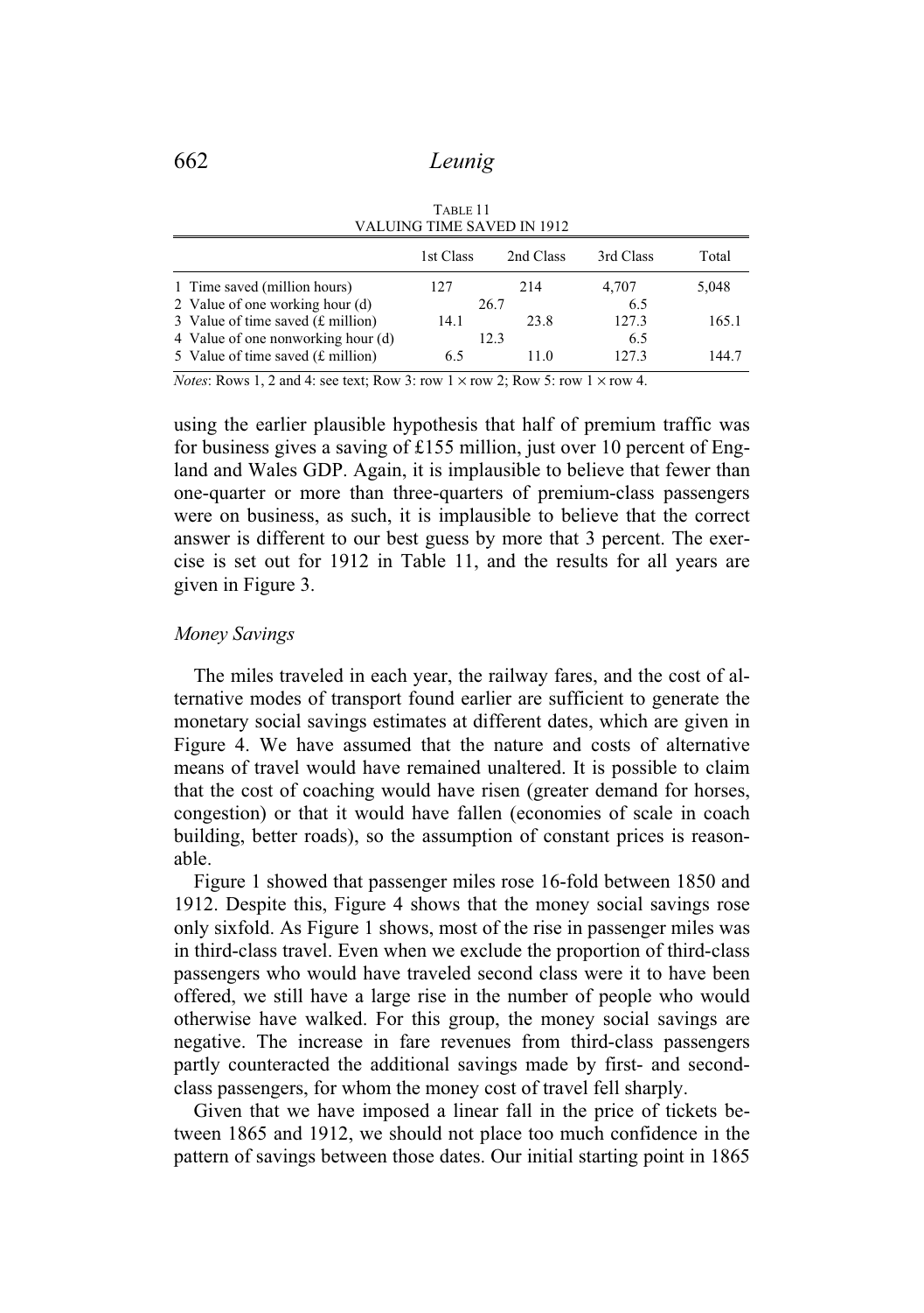TABLE 11
VALUING TIME SAVED IN 1912

| | 1st Class | 2nd Class | 3rd Class | Total |
|---|---|---|---|---|
| 1 Time saved (million hours) | 127 | 214 | 4,707 | 5,048 |
| 2 Value of one working hour (d) | 26.7 | | 6.5 | |
| 3 Value of time saved (£ million) | 14.1 | 23.8 | 127.3 | 165.1 |
| 4 Value of one nonworking hour (d) | 12.3 | | 6.5 | |
| 5 Value of time saved (£ million) | 6.5 | 11.0 | 127.3 | 144.7 |

*Notes*: Rows 1, 2 and 4: see text; Row 3: row 1 × row 2; Row 5: row 1 × row 4.

using the earlier plausible hypothesis that half of premium traffic was for business gives a saving of £155 million, just over 10 percent of England and Wales GDP. Again, it is implausible to believe that fewer than one-quarter or more than three-quarters of premium-class passengers were on business, as such, it is implausible to believe that the correct answer is different to our best guess by more that 3 percent. The exercise is set out for 1912 in Table 11, and the results for all years are given in Figure 3.

### *Money Savings*

The miles traveled in each year, the railway fares, and the cost of alternative modes of transport found earlier are sufficient to generate the monetary social savings estimates at different dates, which are given in Figure 4. We have assumed that the nature and costs of alternative means of travel would have remained unaltered. It is possible to claim that the cost of coaching would have risen (greater demand for horses, congestion) or that it would have fallen (economies of scale in coach building, better roads), so the assumption of constant prices is reasonable.

Figure 1 showed that passenger miles rose 16-fold between 1850 and 1912. Despite this, Figure 4 shows that the money social savings rose only sixfold. As Figure 1 shows, most of the rise in passenger miles was in third-class travel. Even when we exclude the proportion of third-class passengers who would have traveled second class were it to have been offered, we still have a large rise in the number of people who would otherwise have walked. For this group, the money social savings are negative. The increase in fare revenues from third-class passengers partly counteracted the additional savings made by first- and second-class passengers, for whom the money cost of travel fell sharply.

Given that we have imposed a linear fall in the price of tickets between 1865 and 1912, we should not place too much confidence in the pattern of savings between those dates. Our initial starting point in 1865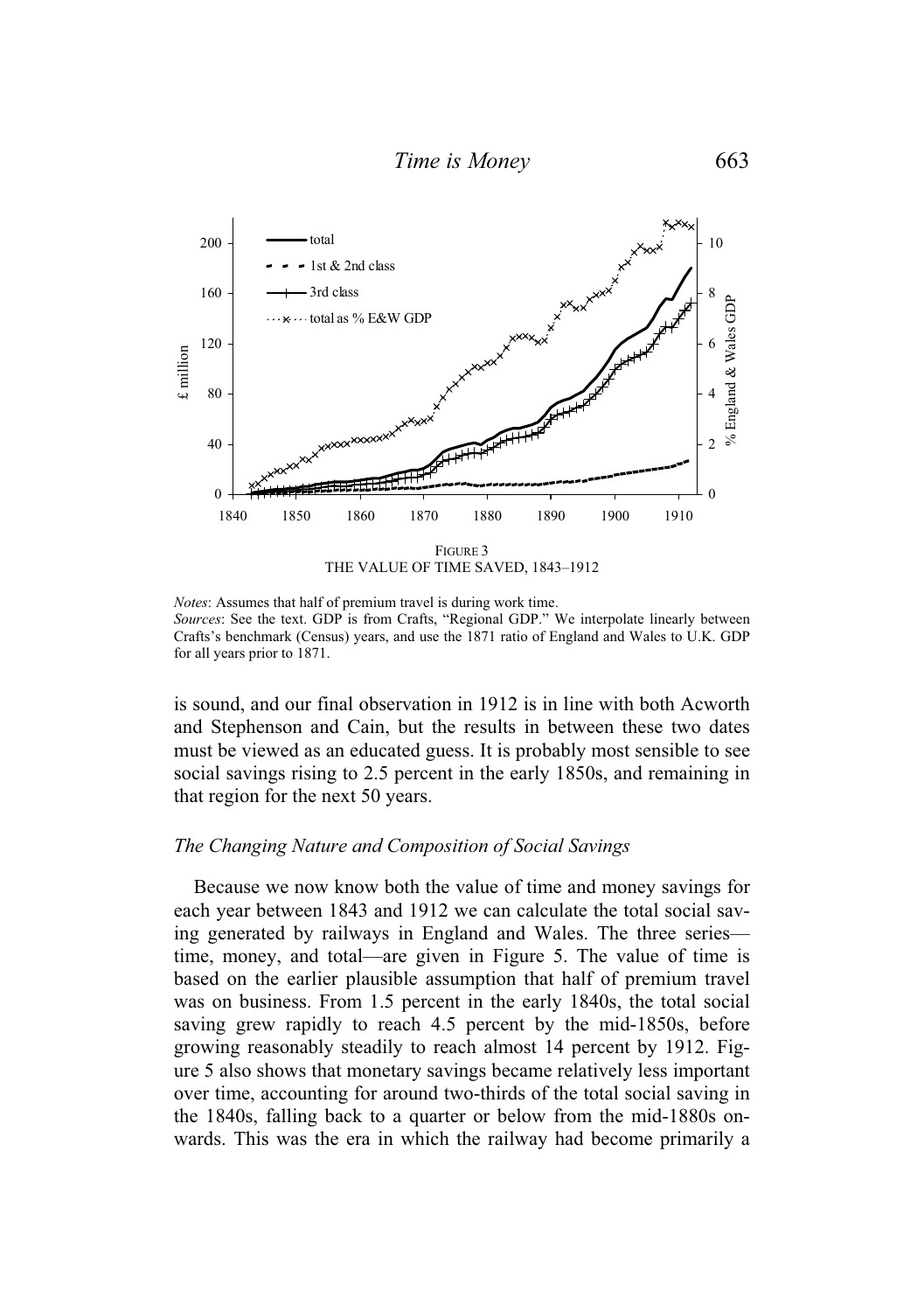FIGURE 3
THE VALUE OF TIME SAVED, 1843–1912

*Notes*: Assumes that half of premium travel is during work time.
*Sources*: See the text. GDP is from Crafts, "Regional GDP." We interpolate linearly between Crafts's benchmark (Census) years, and use the 1871 ratio of England and Wales to U.K. GDP for all years prior to 1871.

is sound, and our final observation in 1912 is in line with both Acworth and Stephenson and Cain, but the results in between these two dates must be viewed as an educated guess. It is probably most sensible to see social savings rising to 2.5 percent in the early 1850s, and remaining in that region for the next 50 years.

### *The Changing Nature and Composition of Social Savings*

Because we now know both the value of time and money savings for each year between 1843 and 1912 we can calculate the total social saving generated by railways in England and Wales. The three series—time, money, and total—are given in Figure 5. The value of time is based on the earlier plausible assumption that half of premium travel was on business. From 1.5 percent in the early 1840s, the total social saving grew rapidly to reach 4.5 percent by the mid-1850s, before growing reasonably steadily to reach almost 14 percent by 1912. Figure 5 also shows that monetary savings became relatively less important over time, accounting for around two-thirds of the total social saving in the 1840s, falling back to a quarter or below from the mid-1880s onwards. This was the era in which the railway had become primarily a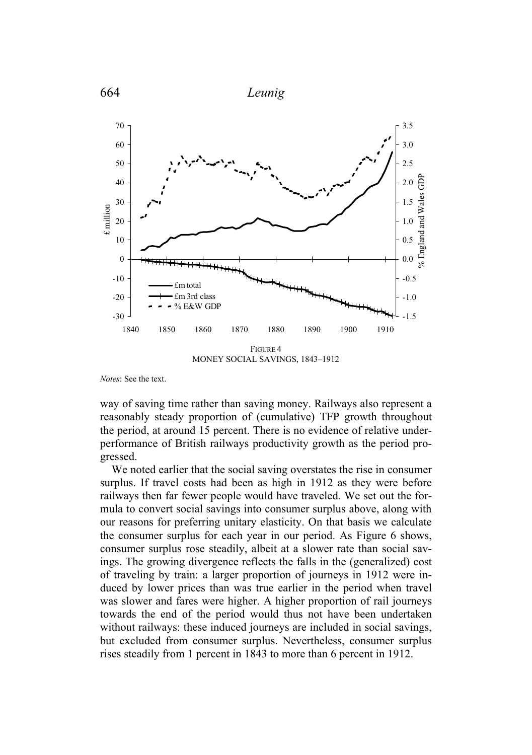FIGURE 4
MONEY SOCIAL SAVINGS, 1843–1912

*Notes*: See the text.

way of saving time rather than saving money. Railways also represent a reasonably steady proportion of (cumulative) TFP growth throughout the period, at around 15 percent. There is no evidence of relative underperformance of British railways productivity growth as the period progressed.

We noted earlier that the social saving overstates the rise in consumer surplus. If travel costs had been as high in 1912 as they were before railways then far fewer people would have traveled. We set out the formula to convert social savings into consumer surplus above, along with our reasons for preferring unitary elasticity. On that basis we calculate the consumer surplus for each year in our period. As Figure 6 shows, consumer surplus rose steadily, albeit at a slower rate than social savings. The growing divergence reflects the falls in the (generalized) cost of traveling by train: a larger proportion of journeys in 1912 were induced by lower prices than was true earlier in the period when travel was slower and fares were higher. A higher proportion of rail journeys towards the end of the period would thus not have been undertaken without railways: these induced journeys are included in social savings, but excluded from consumer surplus. Nevertheless, consumer surplus rises steadily from 1 percent in 1843 to more than 6 percent in 1912.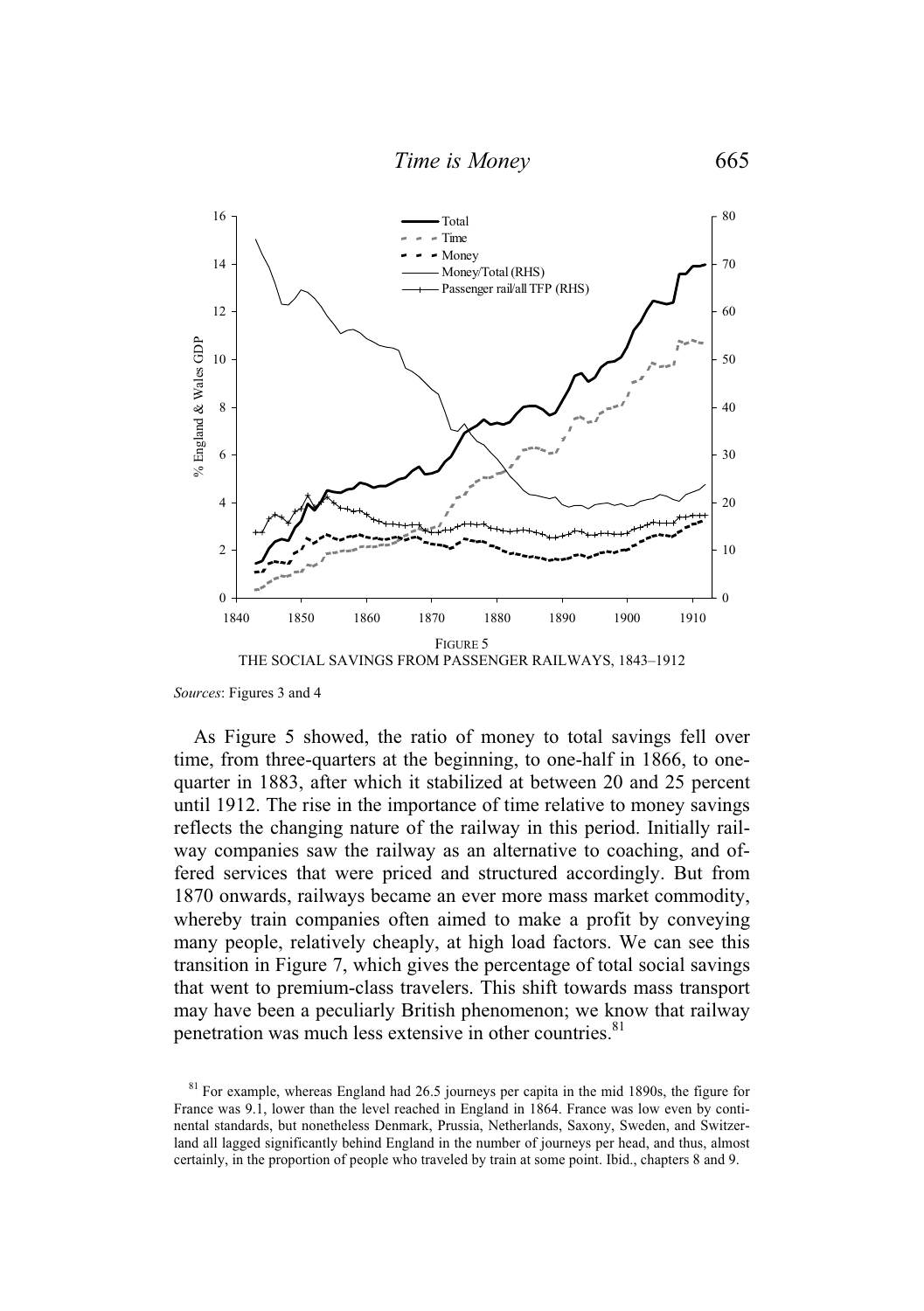FIGURE 5
THE SOCIAL SAVINGS FROM PASSENGER RAILWAYS, 1843–1912

*Sources*: Figures 3 and 4

As Figure 5 showed, the ratio of money to total savings fell over time, from three-quarters at the beginning, to one-half in 1866, to one-quarter in 1883, after which it stabilized at between 20 and 25 percent until 1912. The rise in the importance of time relative to money savings reflects the changing nature of the railway in this period. Initially railway companies saw the railway as an alternative to coaching, and offered services that were priced and structured accordingly. But from 1870 onwards, railways became an ever more mass market commodity, whereby train companies often aimed to make a profit by conveying many people, relatively cheaply, at high load factors. We can see this transition in Figure 7, which gives the percentage of total social savings that went to premium-class travelers. This shift towards mass transport may have been a peculiarly British phenomenon; we know that railway penetration was much less extensive in other countries.[81]

[81] For example, whereas England had 26.5 journeys per capita in the mid 1890s, the figure for France was 9.1, lower than the level reached in England in 1864. France was low even by continental standards, but nonetheless Denmark, Prussia, Netherlands, Saxony, Sweden, and Switzerland all lagged significantly behind England in the number of journeys per head, and thus, almost certainly, in the proportion of people who traveled by train at some point. Ibid., chapters 8 and 9.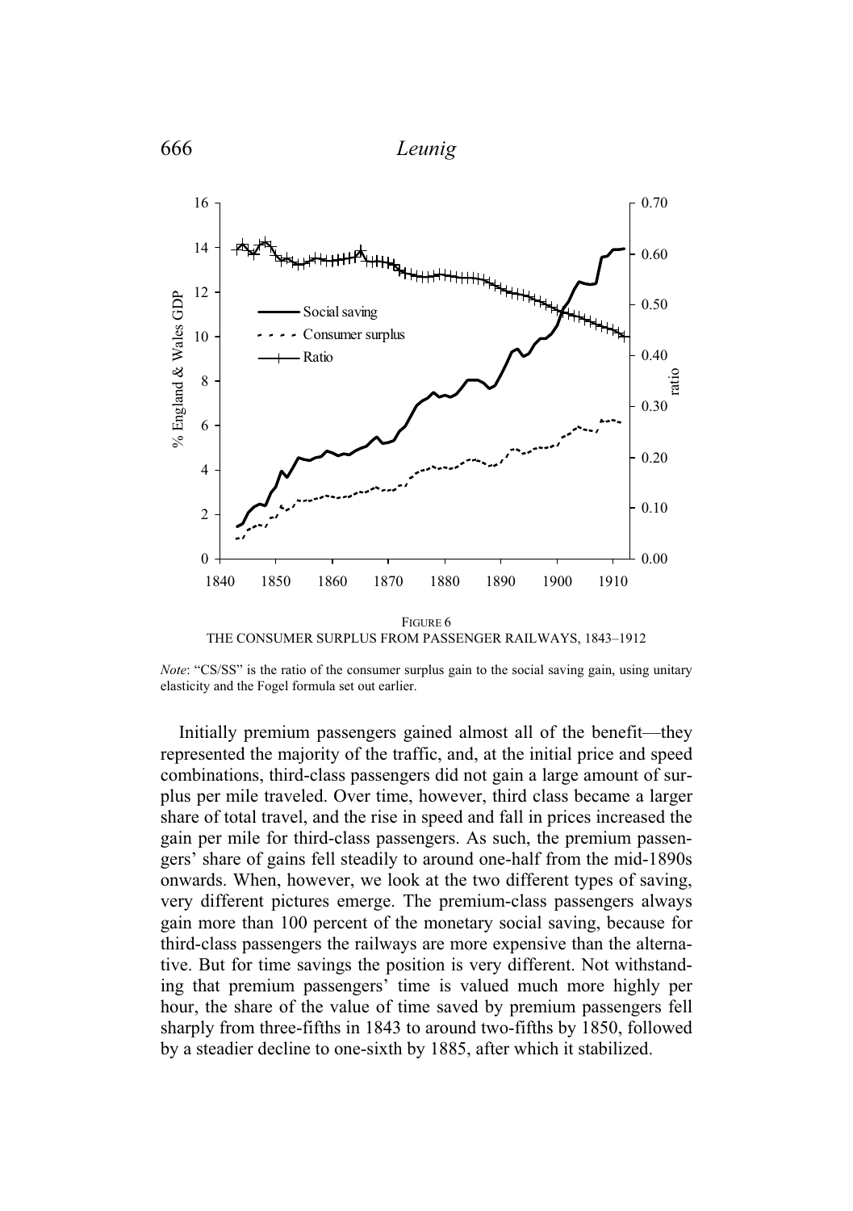FIGURE 6
THE CONSUMER SURPLUS FROM PASSENGER RAILWAYS, 1843–1912

*Note*: "CS/SS" is the ratio of the consumer surplus gain to the social saving gain, using unitary elasticity and the Fogel formula set out earlier.

Initially premium passengers gained almost all of the benefit—they represented the majority of the traffic, and, at the initial price and speed combinations, third-class passengers did not gain a large amount of surplus per mile traveled. Over time, however, third class became a larger share of total travel, and the rise in speed and fall in prices increased the gain per mile for third-class passengers. As such, the premium passengers' share of gains fell steadily to around one-half from the mid-1890s onwards. When, however, we look at the two different types of saving, very different pictures emerge. The premium-class passengers always gain more than 100 percent of the monetary social saving, because for third-class passengers the railways are more expensive than the alternative. But for time savings the position is very different. Not withstanding that premium passengers' time is valued much more highly per hour, the share of the value of time saved by premium passengers fell sharply from three-fifths in 1843 to around two-fifths by 1850, followed by a steadier decline to one-sixth by 1885, after which it stabilized.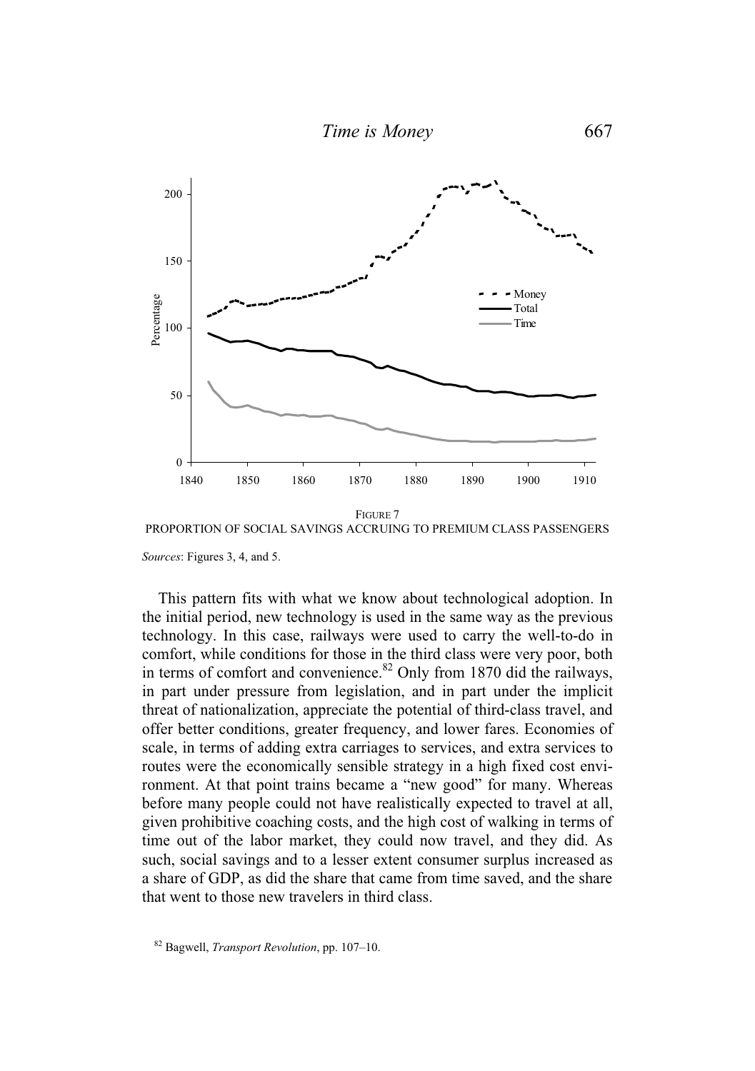FIGURE 7

PROPORTION OF SOCIAL SAVINGS ACCRUING TO PREMIUM CLASS PASSENGERS

*Sources*: Figures 3, 4, and 5.

This pattern fits with what we know about technological adoption. In the initial period, new technology is used in the same way as the previous technology. In this case, railways were used to carry the well-to-do in comfort, while conditions for those in the third class were very poor, both in terms of comfort and convenience.[82] Only from 1870 did the railways, in part under pressure from legislation, and in part under the implicit threat of nationalization, appreciate the potential of third-class travel, and offer better conditions, greater frequency, and lower fares. Economies of scale, in terms of adding extra carriages to services, and extra services to routes were the economically sensible strategy in a high fixed cost environment. At that point trains became a "new good" for many. Whereas before many people could not have realistically expected to travel at all, given prohibitive coaching costs, and the high cost of walking in terms of time out of the labor market, they could now travel, and they did. As such, social savings and to a lesser extent consumer surplus increased as a share of GDP, as did the share that came from time saved, and the share that went to those new travelers in third class.

[82] Bagwell, *Transport Revolution*, pp. 107–10.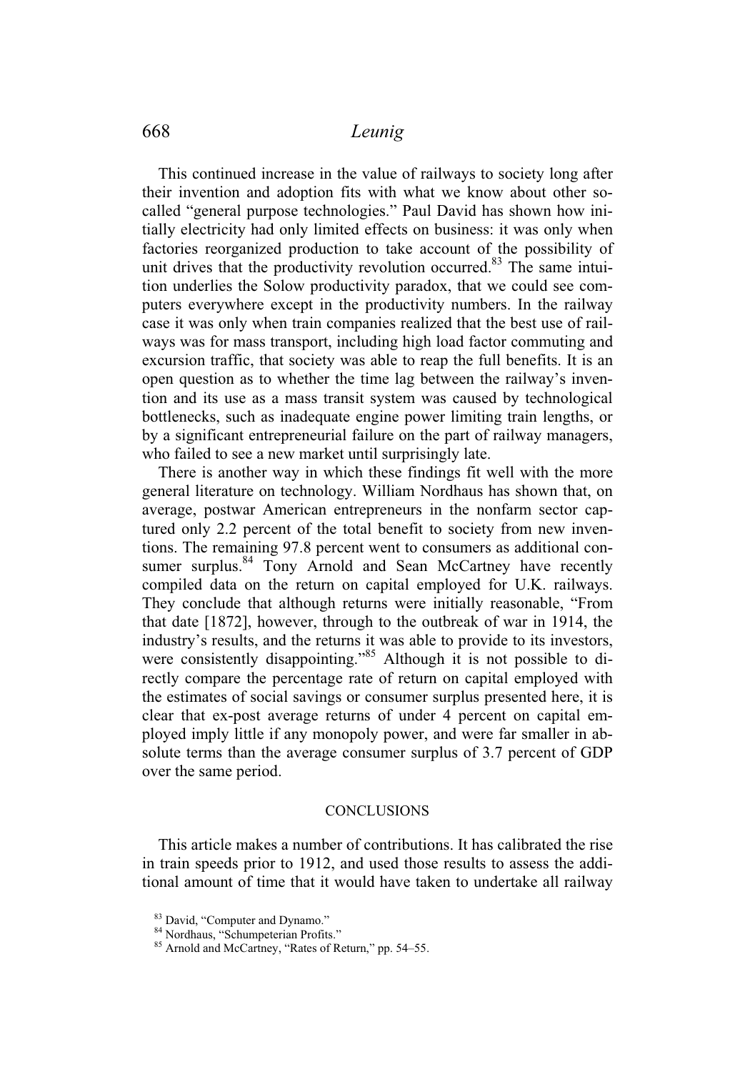This continued increase in the value of railways to society long after their invention and adoption fits with what we know about other so-called "general purpose technologies." Paul David has shown how initially electricity had only limited effects on business: it was only when factories reorganized production to take account of the possibility of unit drives that the productivity revolution occurred.[83] The same intuition underlies the Solow productivity paradox, that we could see computers everywhere except in the productivity numbers. In the railway case it was only when train companies realized that the best use of railways was for mass transport, including high load factor commuting and excursion traffic, that society was able to reap the full benefits. It is an open question as to whether the time lag between the railway's invention and its use as a mass transit system was caused by technological bottlenecks, such as inadequate engine power limiting train lengths, or by a significant entrepreneurial failure on the part of railway managers, who failed to see a new market until surprisingly late.

There is another way in which these findings fit well with the more general literature on technology. William Nordhaus has shown that, on average, postwar American entrepreneurs in the nonfarm sector captured only 2.2 percent of the total benefit to society from new inventions. The remaining 97.8 percent went to consumers as additional consumer surplus.[84] Tony Arnold and Sean McCartney have recently compiled data on the return on capital employed for U.K. railways. They conclude that although returns were initially reasonable, "From that date [1872], however, through to the outbreak of war in 1914, the industry's results, and the returns it was able to provide to its investors, were consistently disappointing."[85] Although it is not possible to directly compare the percentage rate of return on capital employed with the estimates of social savings or consumer surplus presented here, it is clear that ex-post average returns of under 4 percent on capital employed imply little if any monopoly power, and were far smaller in absolute terms than the average consumer surplus of 3.7 percent of GDP over the same period.

## CONCLUSIONS

This article makes a number of contributions. It has calibrated the rise in train speeds prior to 1912, and used those results to assess the additional amount of time that it would have taken to undertake all railway

[83] David, "Computer and Dynamo."
[84] Nordhaus, "Schumpeterian Profits."
[85] Arnold and McCartney, "Rates of Return," pp. 54–55.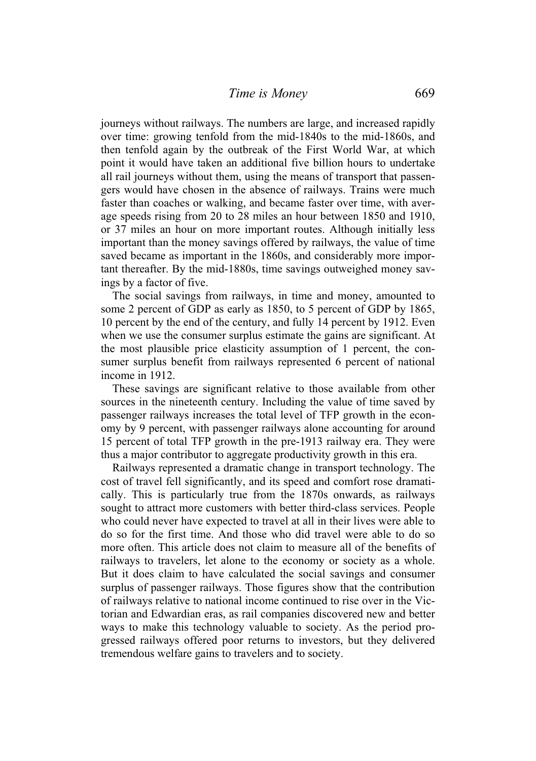journeys without railways. The numbers are large, and increased rapidly over time: growing tenfold from the mid-1840s to the mid-1860s, and then tenfold again by the outbreak of the First World War, at which point it would have taken an additional five billion hours to undertake all rail journeys without them, using the means of transport that passengers would have chosen in the absence of railways. Trains were much faster than coaches or walking, and became faster over time, with average speeds rising from 20 to 28 miles an hour between 1850 and 1910, or 37 miles an hour on more important routes. Although initially less important than the money savings offered by railways, the value of time saved became as important in the 1860s, and considerably more important thereafter. By the mid-1880s, time savings outweighed money savings by a factor of five.

The social savings from railways, in time and money, amounted to some 2 percent of GDP as early as 1850, to 5 percent of GDP by 1865, 10 percent by the end of the century, and fully 14 percent by 1912. Even when we use the consumer surplus estimate the gains are significant. At the most plausible price elasticity assumption of 1 percent, the consumer surplus benefit from railways represented 6 percent of national income in 1912.

These savings are significant relative to those available from other sources in the nineteenth century. Including the value of time saved by passenger railways increases the total level of TFP growth in the economy by 9 percent, with passenger railways alone accounting for around 15 percent of total TFP growth in the pre-1913 railway era. They were thus a major contributor to aggregate productivity growth in this era.

Railways represented a dramatic change in transport technology. The cost of travel fell significantly, and its speed and comfort rose dramatically. This is particularly true from the 1870s onwards, as railways sought to attract more customers with better third-class services. People who could never have expected to travel at all in their lives were able to do so for the first time. And those who did travel were able to do so more often. This article does not claim to measure all of the benefits of railways to travelers, let alone to the economy or society as a whole. But it does claim to have calculated the social savings and consumer surplus of passenger railways. Those figures show that the contribution of railways relative to national income continued to rise over in the Victorian and Edwardian eras, as rail companies discovered new and better ways to make this technology valuable to society. As the period progressed railways offered poor returns to investors, but they delivered tremendous welfare gains to travelers and to society.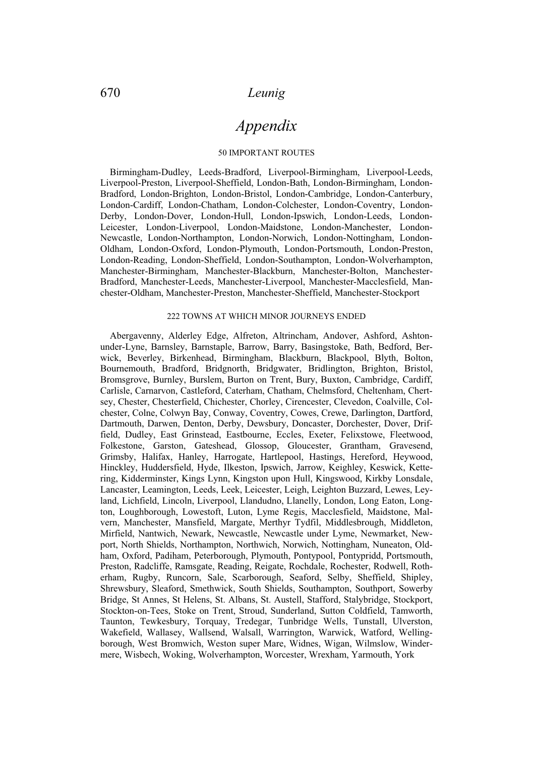# Appendix

## 50 IMPORTANT ROUTES

Birmingham-Dudley, Leeds-Bradford, Liverpool-Birmingham, Liverpool-Leeds, Liverpool-Preston, Liverpool-Sheffield, London-Bath, London-Birmingham, London-Bradford, London-Brighton, London-Bristol, London-Cambridge, London-Canterbury, London-Cardiff, London-Chatham, London-Colchester, London-Coventry, London-Derby, London-Dover, London-Hull, London-Ipswich, London-Leeds, London-Leicester, London-Liverpool, London-Maidstone, London-Manchester, London-Newcastle, London-Northampton, London-Norwich, London-Nottingham, London-Oldham, London-Oxford, London-Plymouth, London-Portsmouth, London-Preston, London-Reading, London-Sheffield, London-Southampton, London-Wolverhampton, Manchester-Birmingham, Manchester-Blackburn, Manchester-Bolton, Manchester-Bradford, Manchester-Leeds, Manchester-Liverpool, Manchester-Macclesfield, Manchester-Oldham, Manchester-Preston, Manchester-Sheffield, Manchester-Stockport

## 222 TOWNS AT WHICH MINOR JOURNEYS ENDED

Abergavenny, Alderley Edge, Alfreton, Altrincham, Andover, Ashford, Ashton-under-Lyne, Barnsley, Barnstaple, Barrow, Barry, Basingstoke, Bath, Bedford, Berwick, Beverley, Birkenhead, Birmingham, Blackburn, Blackpool, Blyth, Bolton, Bournemouth, Bradford, Bridgnorth, Bridgwater, Bridlington, Brighton, Bristol, Bromsgrove, Burnley, Burslem, Burton on Trent, Bury, Buxton, Cambridge, Cardiff, Carlisle, Carnarvon, Castleford, Caterham, Chatham, Chelmsford, Cheltenham, Chertsey, Chester, Chesterfield, Chichester, Chorley, Cirencester, Clevedon, Coalville, Colchester, Colne, Colwyn Bay, Conway, Coventry, Cowes, Crewe, Darlington, Dartford, Dartmouth, Darwen, Denton, Derby, Dewsbury, Doncaster, Dorchester, Dover, Driffield, Dudley, East Grinstead, Eastbourne, Eccles, Exeter, Felixstowe, Fleetwood, Folkestone, Garston, Gateshead, Glossop, Gloucester, Grantham, Gravesend, Grimsby, Halifax, Hanley, Harrogate, Hartlepool, Hastings, Hereford, Heywood, Hinckley, Huddersfield, Hyde, Ilkeston, Ipswich, Jarrow, Keighley, Keswick, Kettering, Kidderminster, Kings Lynn, Kingston upon Hull, Kingswood, Kirkby Lonsdale, Lancaster, Leamington, Leeds, Leek, Leicester, Leigh, Leighton Buzzard, Lewes, Leyland, Lichfield, Lincoln, Liverpool, Llandudno, Llanelly, London, Long Eaton, Longton, Loughborough, Lowestoft, Luton, Lyme Regis, Macclesfield, Maidstone, Malvern, Manchester, Mansfield, Margate, Merthyr Tydfil, Middlesbrough, Middleton, Mirfield, Nantwich, Newark, Newcastle, Newcastle under Lyme, Newmarket, Newport, North Shields, Northampton, Northwich, Norwich, Nottingham, Nuneaton, Oldham, Oxford, Padiham, Peterborough, Plymouth, Pontypool, Pontypridd, Portsmouth, Preston, Radcliffe, Ramsgate, Reading, Reigate, Rochdale, Rochester, Rodwell, Rotherham, Rugby, Runcorn, Sale, Scarborough, Seaford, Selby, Sheffield, Shipley, Shrewsbury, Sleaford, Smethwick, South Shields, Southampton, Southport, Sowerby Bridge, St Annes, St Helens, St. Albans, St. Austell, Stafford, Stalybridge, Stockport, Stockton-on-Tees, Stoke on Trent, Stroud, Sunderland, Sutton Coldfield, Tamworth, Taunton, Tewkesbury, Torquay, Tredegar, Tunbridge Wells, Tunstall, Ulverston, Wakefield, Wallasey, Wallsend, Walsall, Warrington, Warwick, Watford, Wellingborough, West Bromwich, Weston super Mare, Widnes, Wigan, Wilmslow, Windermere, Wisbech, Woking, Wolverhampton, Worcester, Wrexham, Yarmouth, York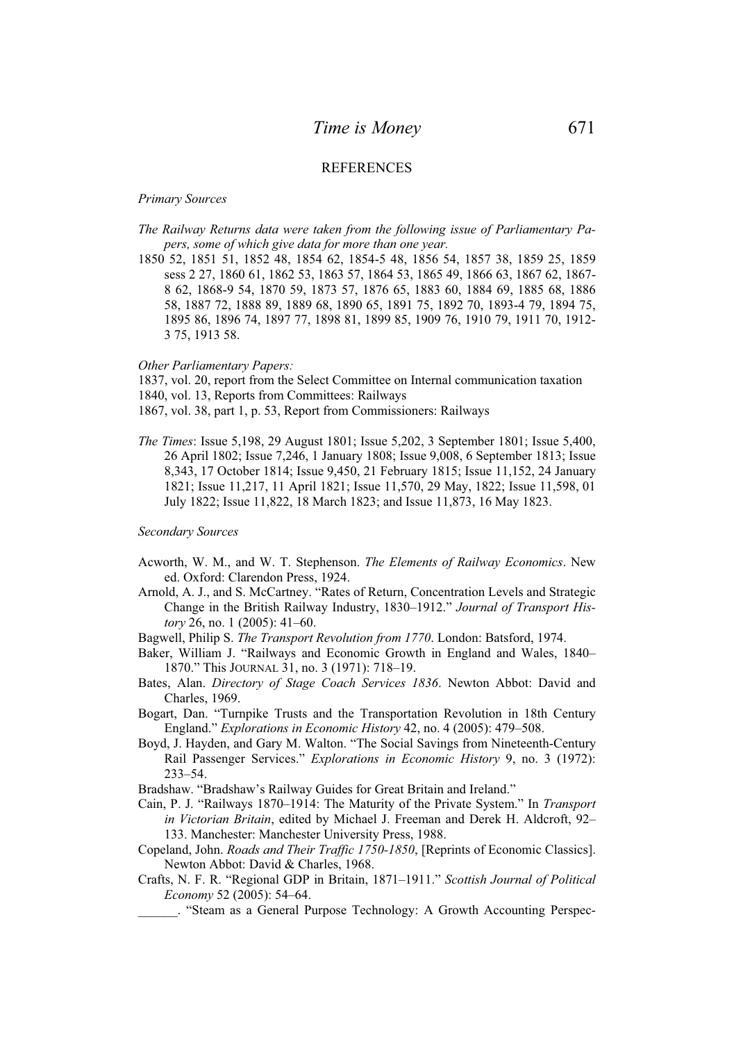## REFERENCES

*Primary Sources*

*The Railway Returns data were taken from the following issue of Parliamentary Papers, some of which give data for more than one year.*

1850 52, 1851 51, 1852 48, 1854 62, 1854-5 48, 1856 54, 1857 38, 1859 25, 1859 sess 2 27, 1860 61, 1862 53, 1863 57, 1864 53, 1865 49, 1866 63, 1867 62, 1867-8 62, 1868-9 54, 1870 59, 1873 57, 1876 65, 1883 60, 1884 69, 1885 68, 1886 58, 1887 72, 1888 89, 1889 68, 1890 65, 1891 75, 1892 70, 1893-4 79, 1894 75, 1895 86, 1896 74, 1897 77, 1898 81, 1899 85, 1909 76, 1910 79, 1911 70, 1912-3 75, 1913 58.

*Other Parliamentary Papers:*

1837, vol. 20, report from the Select Committee on Internal communication taxation
1840, vol. 13, Reports from Committees: Railways
1867, vol. 38, part 1, p. 53, Report from Commissioners: Railways

*The Times*: Issue 5,198, 29 August 1801; Issue 5,202, 3 September 1801; Issue 5,400, 26 April 1802; Issue 7,246, 1 January 1808; Issue 9,008, 6 September 1813; Issue 8,343, 17 October 1814; Issue 9,450, 21 February 1815; Issue 11,152, 24 January 1821; Issue 11,217, 11 April 1821; Issue 11,570, 29 May, 1822; Issue 11,598, 01 July 1822; Issue 11,822, 18 March 1823; and Issue 11,873, 16 May 1823.

*Secondary Sources*

Acworth, W. M., and W. T. Stephenson. *The Elements of Railway Economics*. New ed. Oxford: Clarendon Press, 1924.

Arnold, A. J., and S. McCartney. "Rates of Return, Concentration Levels and Strategic Change in the British Railway Industry, 1830–1912." *Journal of Transport History* 26, no. 1 (2005): 41–60.

Bagwell, Philip S. *The Transport Revolution from 1770*. London: Batsford, 1974.

Baker, William J. "Railways and Economic Growth in England and Wales, 1840–1870." This JOURNAL 31, no. 3 (1971): 718–19.

Bates, Alan. *Directory of Stage Coach Services 1836*. Newton Abbot: David and Charles, 1969.

Bogart, Dan. "Turnpike Trusts and the Transportation Revolution in 18th Century England." *Explorations in Economic History* 42, no. 4 (2005): 479–508.

Boyd, J. Hayden, and Gary M. Walton. "The Social Savings from Nineteenth-Century Rail Passenger Services." *Explorations in Economic History* 9, no. 3 (1972): 233–54.

Bradshaw. "Bradshaw's Railway Guides for Great Britain and Ireland."

Cain, P. J. "Railways 1870–1914: The Maturity of the Private System." In *Transport in Victorian Britain*, edited by Michael J. Freeman and Derek H. Aldcroft, 92–133. Manchester: Manchester University Press, 1988.

Copeland, John. *Roads and Their Traffic 1750-1850*, [Reprints of Economic Classics]. Newton Abbot: David & Charles, 1968.

Crafts, N. F. R. "Regional GDP in Britain, 1871–1911." *Scottish Journal of Political Economy* 52 (2005): 54–64.

______. "Steam as a General Purpose Technology: A Growth Accounting Perspec-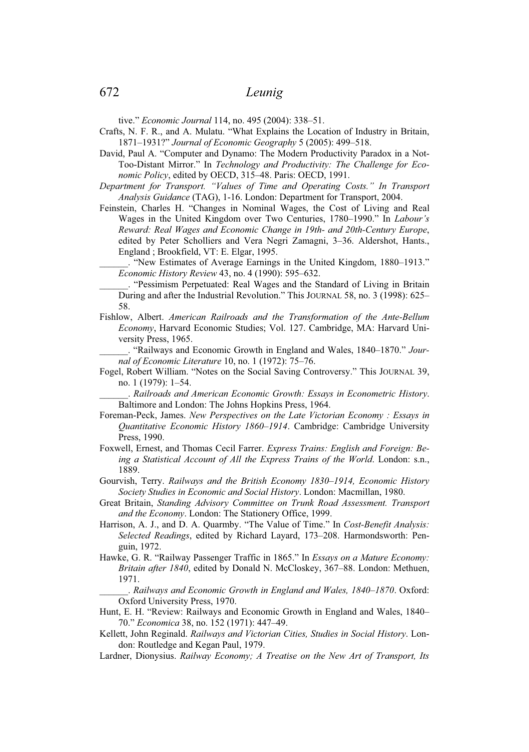tive." *Economic Journal* 114, no. 495 (2004): 338–51.

Crafts, N. F. R., and A. Mulatu. "What Explains the Location of Industry in Britain, 1871–1931?" *Journal of Economic Geography* 5 (2005): 499–518.

David, Paul A. "Computer and Dynamo: The Modern Productivity Paradox in a Not-Too-Distant Mirror." In *Technology and Productivity: The Challenge for Economic Policy*, edited by OECD, 315–48. Paris: OECD, 1991.

*Department for Transport. "Values of Time and Operating Costs." In Transport Analysis Guidance* (TAG), 1-16. London: Department for Transport, 2004.

Feinstein, Charles H. "Changes in Nominal Wages, the Cost of Living and Real Wages in the United Kingdom over Two Centuries, 1780–1990." In *Labour's Reward: Real Wages and Economic Change in 19th- and 20th-Century Europe*, edited by Peter Scholliers and Vera Negri Zamagni, 3–36. Aldershot, Hants., England ; Brookfield, VT: E. Elgar, 1995.

______. "New Estimates of Average Earnings in the United Kingdom, 1880–1913." *Economic History Review* 43, no. 4 (1990): 595–632.

______. "Pessimism Perpetuated: Real Wages and the Standard of Living in Britain During and after the Industrial Revolution." This JOURNAL 58, no. 3 (1998): 625–58.

Fishlow, Albert. *American Railroads and the Transformation of the Ante-Bellum Economy*, Harvard Economic Studies; Vol. 127. Cambridge, MA: Harvard University Press, 1965.

______. "Railways and Economic Growth in England and Wales, 1840–1870." *Journal of Economic Literature* 10, no. 1 (1972): 75–76.

Fogel, Robert William. "Notes on the Social Saving Controversy." This JOURNAL 39, no. 1 (1979): 1–54.

______. *Railroads and American Economic Growth: Essays in Econometric History*. Baltimore and London: The Johns Hopkins Press, 1964.

Foreman-Peck, James. *New Perspectives on the Late Victorian Economy : Essays in Quantitative Economic History 1860–1914*. Cambridge: Cambridge University Press, 1990.

Foxwell, Ernest, and Thomas Cecil Farrer. *Express Trains: English and Foreign: Being a Statistical Account of All the Express Trains of the World*. London: s.n., 1889.

Gourvish, Terry. *Railways and the British Economy 1830–1914, Economic History Society Studies in Economic and Social History*. London: Macmillan, 1980.

Great Britain, *Standing Advisory Committee on Trunk Road Assessment. Transport and the Economy*. London: The Stationery Office, 1999.

Harrison, A. J., and D. A. Quarmby. "The Value of Time." In *Cost-Benefit Analysis: Selected Readings*, edited by Richard Layard, 173–208. Harmondsworth: Penguin, 1972.

Hawke, G. R. "Railway Passenger Traffic in 1865." In *Essays on a Mature Economy: Britain after 1840*, edited by Donald N. McCloskey, 367–88. London: Methuen, 1971.

______. *Railways and Economic Growth in England and Wales, 1840–1870*. Oxford: Oxford University Press, 1970.

Hunt, E. H. "Review: Railways and Economic Growth in England and Wales, 1840–70." *Economica* 38, no. 152 (1971): 447–49.

Kellett, John Reginald. *Railways and Victorian Cities, Studies in Social History*. London: Routledge and Kegan Paul, 1979.

Lardner, Dionysius. *Railway Economy; A Treatise on the New Art of Transport, Its*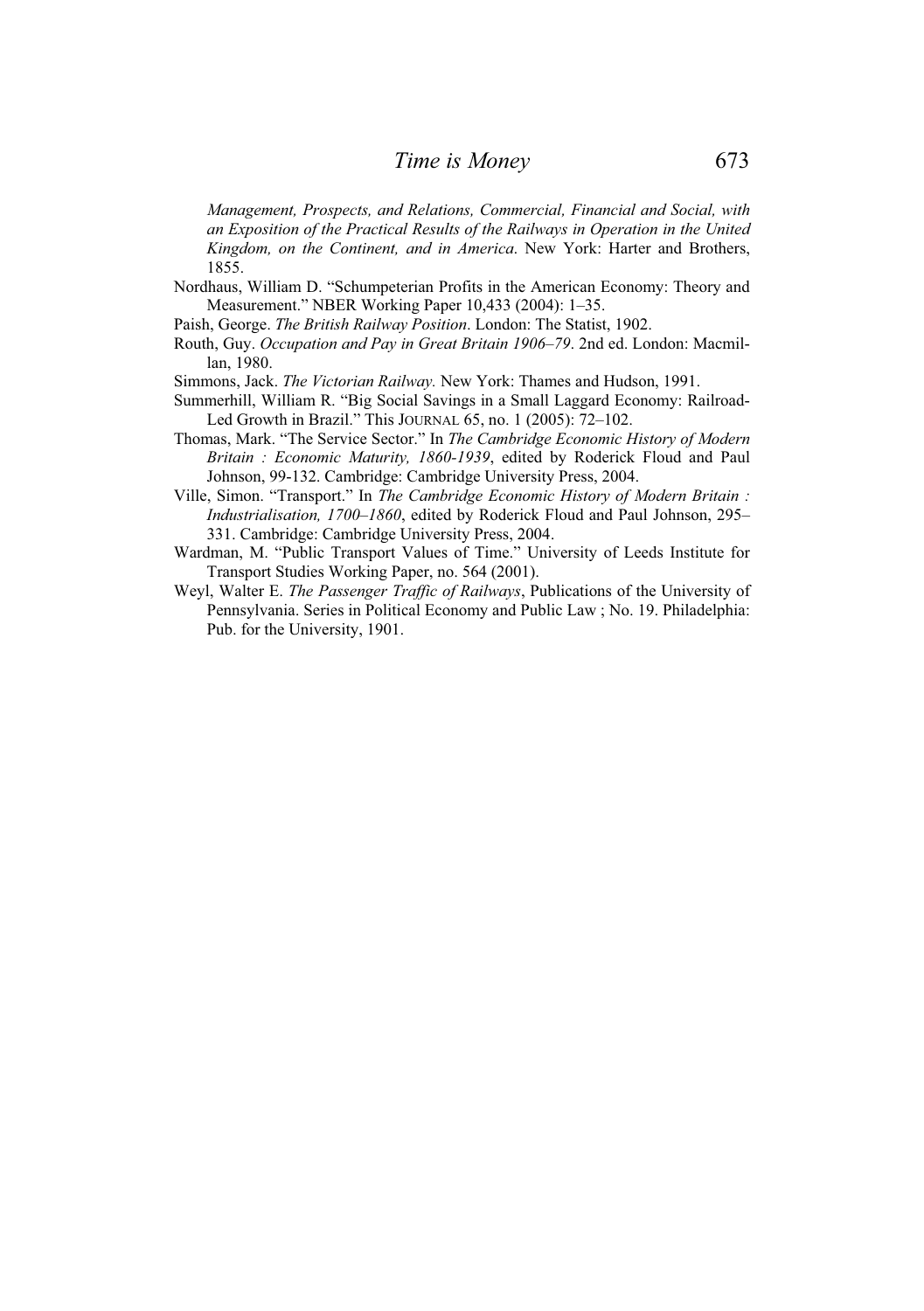*Management, Prospects, and Relations, Commercial, Financial and Social, with an Exposition of the Practical Results of the Railways in Operation in the United Kingdom, on the Continent, and in America*. New York: Harter and Brothers, 1855.

Nordhaus, William D. "Schumpeterian Profits in the American Economy: Theory and Measurement." NBER Working Paper 10,433 (2004): 1–35.

Paish, George. *The British Railway Position*. London: The Statist, 1902.

Routh, Guy. *Occupation and Pay in Great Britain 1906–79*. 2nd ed. London: Macmillan, 1980.

Simmons, Jack. *The Victorian Railway.* New York: Thames and Hudson, 1991.

Summerhill, William R. "Big Social Savings in a Small Laggard Economy: Railroad-Led Growth in Brazil." This JOURNAL 65, no. 1 (2005): 72–102.

Thomas, Mark. "The Service Sector." In *The Cambridge Economic History of Modern Britain : Economic Maturity, 1860-1939*, edited by Roderick Floud and Paul Johnson, 99-132. Cambridge: Cambridge University Press, 2004.

Ville, Simon. "Transport." In *The Cambridge Economic History of Modern Britain : Industrialisation, 1700–1860*, edited by Roderick Floud and Paul Johnson, 295–331. Cambridge: Cambridge University Press, 2004.

Wardman, M. "Public Transport Values of Time." University of Leeds Institute for Transport Studies Working Paper, no. 564 (2001).

Weyl, Walter E. *The Passenger Traffic of Railways*, Publications of the University of Pennsylvania. Series in Political Economy and Public Law ; No. 19. Philadelphia: Pub. for the University, 1901.